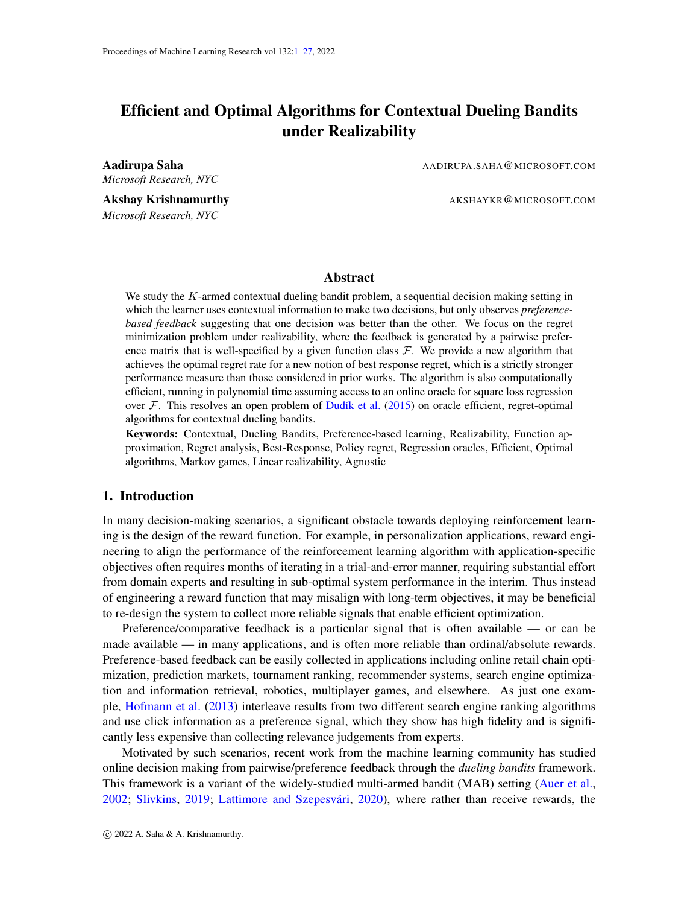# Efficient and Optimal Algorithms for Contextual Dueling Bandits under Realizability

**Aadirupa Saha** AADIRUPA.SAHA@MICROSOFT.COM
*Microsoft Research, NYC*

**Akshay Krishnamurthy** AKSHAYKR@MICROSOFT.COM
*Microsoft Research, NYC*

## Abstract

We study the $K$-armed contextual dueling bandit problem, a sequential decision making setting in which the learner uses contextual information to make two decisions, but only observes *preference-based feedback* suggesting that one decision was better than the other. We focus on the regret minimization problem under realizability, where the feedback is generated by a pairwise preference matrix that is well-specified by a given function class $\mathcal{F}$. We provide a new algorithm that achieves the optimal regret rate for a new notion of best response regret, which is a strictly stronger performance measure than those considered in prior works. The algorithm is also computationally efficient, running in polynomial time assuming access to an online oracle for square loss regression over $\mathcal{F}$. This resolves an open problem of Dudík et al. (2015) on oracle efficient, regret-optimal algorithms for contextual dueling bandits.

**Keywords:** Contextual, Dueling Bandits, Preference-based learning, Realizability, Function approximation, Regret analysis, Best-Response, Policy regret, Regression oracles, Efficient, Optimal algorithms, Markov games, Linear realizability, Agnostic

## 1. Introduction

In many decision-making scenarios, a significant obstacle towards deploying reinforcement learning is the design of the reward function. For example, in personalization applications, reward engineering to align the performance of the reinforcement learning algorithm with application-specific objectives often requires months of iterating in a trial-and-error manner, requiring substantial effort from domain experts and resulting in sub-optimal system performance in the interim. Thus instead of engineering a reward function that may misalign with long-term objectives, it may be beneficial to re-design the system to collect more reliable signals that enable efficient optimization.

Preference/comparative feedback is a particular signal that is often available — or can be made available — in many applications, and is often more reliable than ordinal/absolute rewards. Preference-based feedback can be easily collected in applications including online retail chain optimization, prediction markets, tournament ranking, recommender systems, search engine optimization and information retrieval, robotics, multiplayer games, and elsewhere. As just one example, Hofmann et al. (2013) interleave results from two different search engine ranking algorithms and use click information as a preference signal, which they show has high fidelity and is significantly less expensive than collecting relevance judgements from experts.

Motivated by such scenarios, recent work from the machine learning community has studied online decision making from pairwise/preference feedback through the *dueling bandits* framework. This framework is a variant of the widely-studied multi-armed bandit (MAB) setting (Auer et al., 2002; Slivkins, 2019; Lattimore and Szepesvári, 2020), where rather than receive rewards, the

© 2022 A. Saha & A. Krishnamurthy.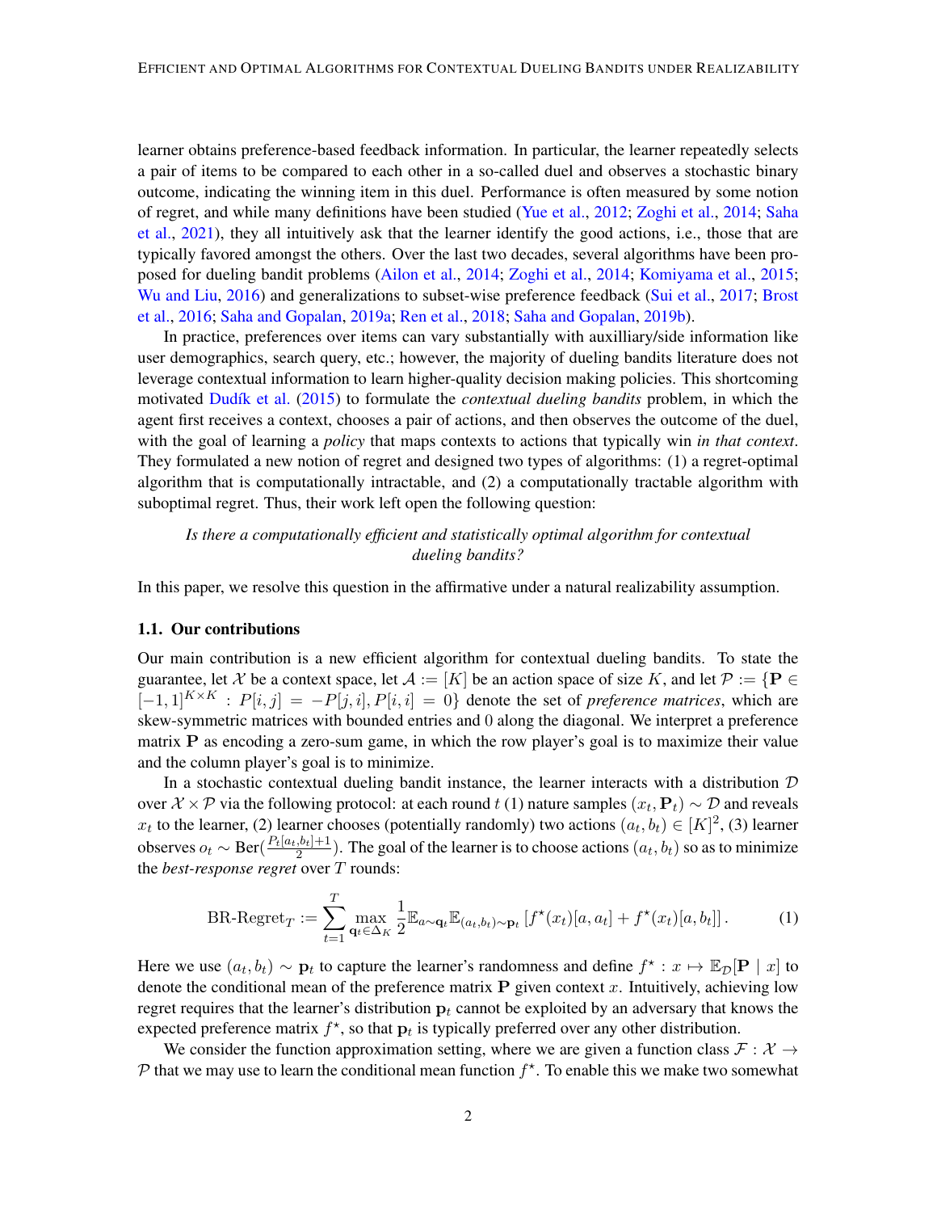learner obtains preference-based feedback information. In particular, the learner repeatedly selects a pair of items to be compared to each other in a so-called duel and observes a stochastic binary outcome, indicating the winning item in this duel. Performance is often measured by some notion of regret, and while many definitions have been studied (Yue et al., 2012; Zoghi et al., 2014; Saha et al., 2021), they all intuitively ask that the learner identify the good actions, i.e., those that are typically favored amongst the others. Over the last two decades, several algorithms have been proposed for dueling bandit problems (Ailon et al., 2014; Zoghi et al., 2014; Komiyama et al., 2015; Wu and Liu, 2016) and generalizations to subset-wise preference feedback (Sui et al., 2017; Brost et al., 2016; Saha and Gopalan, 2019a; Ren et al., 2018; Saha and Gopalan, 2019b).

In practice, preferences over items can vary substantially with auxilliary/side information like user demographics, search query, etc.; however, the majority of dueling bandits literature does not leverage contextual information to learn higher-quality decision making policies. This shortcoming motivated Dudík et al. (2015) to formulate the *contextual dueling bandits* problem, in which the agent first receives a context, chooses a pair of actions, and then observes the outcome of the duel, with the goal of learning a *policy* that maps contexts to actions that typically win *in that context*. They formulated a new notion of regret and designed two types of algorithms: (1) a regret-optimal algorithm that is computationally intractable, and (2) a computationally tractable algorithm with suboptimal regret. Thus, their work left open the following question:

*Is there a computationally efficient and statistically optimal algorithm for contextual dueling bandits?*

In this paper, we resolve this question in the affirmative under a natural realizability assumption.

### 1.1. Our contributions

Our main contribution is a new efficient algorithm for contextual dueling bandits. To state the guarantee, let $\mathcal{X}$ be a context space, let $\mathcal{A} := [K]$ be an action space of size $K$, and let $\mathcal{P} := \{\mathbf{P} \in [-1,1]^{K\times K} : P[i,j] = -P[j,i], P[i,i] = 0\}$ denote the set of *preference matrices*, which are skew-symmetric matrices with bounded entries and 0 along the diagonal. We interpret a preference matrix $\mathbf{P}$ as encoding a zero-sum game, in which the row player's goal is to maximize their value and the column player's goal is to minimize.

In a stochastic contextual dueling bandit instance, the learner interacts with a distribution $\mathcal{D}$ over $\mathcal{X} \times \mathcal{P}$ via the following protocol: at each round $t$ (1) nature samples $(x_t, \mathbf{P}_t) \sim \mathcal{D}$ and reveals $x_t$ to the learner, (2) learner chooses (potentially randomly) two actions $(a_t, b_t) \in [K]^2$, (3) learner observes $o_t \sim \mathrm{Ber}(\frac{P_t[a_t,b_t]+1}{2})$. The goal of the learner is to choose actions $(a_t, b_t)$ so as to minimize the *best-response regret* over $T$ rounds:

$$\text{BR-Regret}_T := \sum_{t=1}^{T} \max_{\mathbf{q}_t \in \Delta_K} \frac{1}{2} \mathbb{E}_{a\sim \mathbf{q}_t} \mathbb{E}_{(a_t,b_t)\sim \mathbf{p}_t} \left[ f^\star(x_t)[a, a_t] + f^\star(x_t)[a, b_t] \right]. \tag{1}$$

Here we use $(a_t, b_t) \sim \mathbf{p}_t$ to capture the learner's randomness and define $f^\star : x \mapsto \mathbb{E}_{\mathcal{D}}[\mathbf{P} \mid x]$ to denote the conditional mean of the preference matrix $\mathbf{P}$ given context $x$. Intuitively, achieving low regret requires that the learner's distribution $\mathbf{p}_t$ cannot be exploited by an adversary that knows the expected preference matrix $f^\star$, so that $\mathbf{p}_t$ is typically preferred over any other distribution.

We consider the function approximation setting, where we are given a function class $\mathcal{F} : \mathcal{X} \to \mathcal{P}$ that we may use to learn the conditional mean function $f^\star$. To enable this we make two somewhat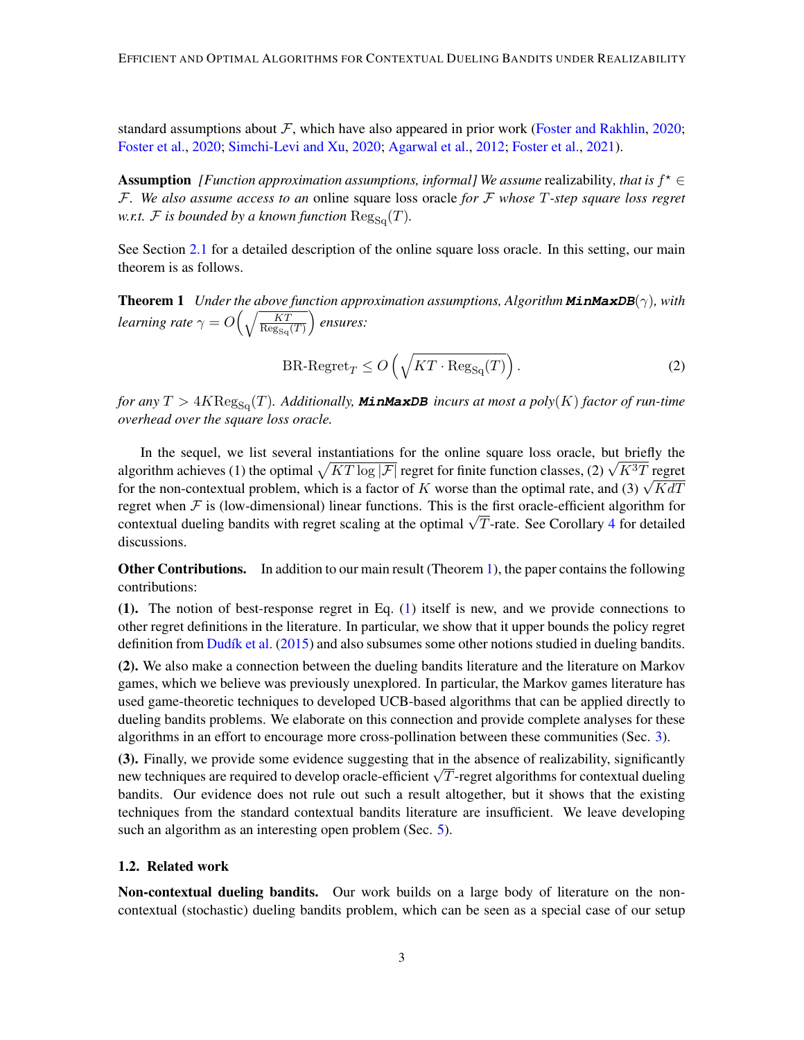standard assumptions about $\mathcal{F}$, which have also appeared in prior work (Foster and Rakhlin, 2020; Foster et al., 2020; Simchi-Levi and Xu, 2020; Agarwal et al., 2012; Foster et al., 2021).

**Assumption** *[Function approximation assumptions, informal] We assume* realizability*, that is $f^\star \in \mathcal{F}$. We also assume access to an* online square loss oracle *for $\mathcal{F}$ whose $T$-step square loss regret w.r.t. $\mathcal{F}$ is bounded by a known function $\mathrm{Reg}_{\mathrm{Sq}}(T)$.*

See Section 2.1 for a detailed description of the online square loss oracle. In this setting, our main theorem is as follows.

**Theorem 1** *Under the above function approximation assumptions, Algorithm **`MinMaxDB`**$(\gamma)$, with learning rate $\gamma = O\left(\sqrt{\frac{KT}{\mathrm{Reg}_{\mathrm{Sq}}(T)}}\right)$ ensures:*

$$\text{BR-Regret}_T \leq O\left(\sqrt{KT \cdot \mathrm{Reg}_{\mathrm{Sq}}(T)}\right). \tag{2}$$

*for any $T > 4K\mathrm{Reg}_{\mathrm{Sq}}(T)$. Additionally, **`MinMaxDB`** incurs at most a poly$(K)$ factor of run-time overhead over the square loss oracle.*

In the sequel, we list several instantiations for the online square loss oracle, but briefly the algorithm achieves (1) the optimal $\sqrt{KT\log|\mathcal{F}|}$ regret for finite function classes, (2) $\sqrt{K^3T}$ regret for the non-contextual problem, which is a factor of $K$ worse than the optimal rate, and (3) $\sqrt{KdT}$ regret when $\mathcal{F}$ is (low-dimensional) linear functions. This is the first oracle-efficient algorithm for contextual dueling bandits with regret scaling at the optimal $\sqrt{T}$-rate. See Corollary 4 for detailed discussions.

**Other Contributions.** In addition to our main result (Theorem 1), the paper contains the following contributions:

**(1).** The notion of best-response regret in Eq. (1) itself is new, and we provide connections to other regret definitions in the literature. In particular, we show that it upper bounds the policy regret definition from Dudík et al. (2015) and also subsumes some other notions studied in dueling bandits.

**(2).** We also make a connection between the dueling bandits literature and the literature on Markov games, which we believe was previously unexplored. In particular, the Markov games literature has used game-theoretic techniques to developed UCB-based algorithms that can be applied directly to dueling bandits problems. We elaborate on this connection and provide complete analyses for these algorithms in an effort to encourage more cross-pollination between these communities (Sec. 3).

**(3).** Finally, we provide some evidence suggesting that in the absence of realizability, significantly new techniques are required to develop oracle-efficient $\sqrt{T}$-regret algorithms for contextual dueling bandits. Our evidence does not rule out such a result altogether, but it shows that the existing techniques from the standard contextual bandits literature are insufficient. We leave developing such an algorithm as an interesting open problem (Sec. 5).

### 1.2. Related work

**Non-contextual dueling bandits.** Our work builds on a large body of literature on the non-contextual (stochastic) dueling bandits problem, which can be seen as a special case of our setup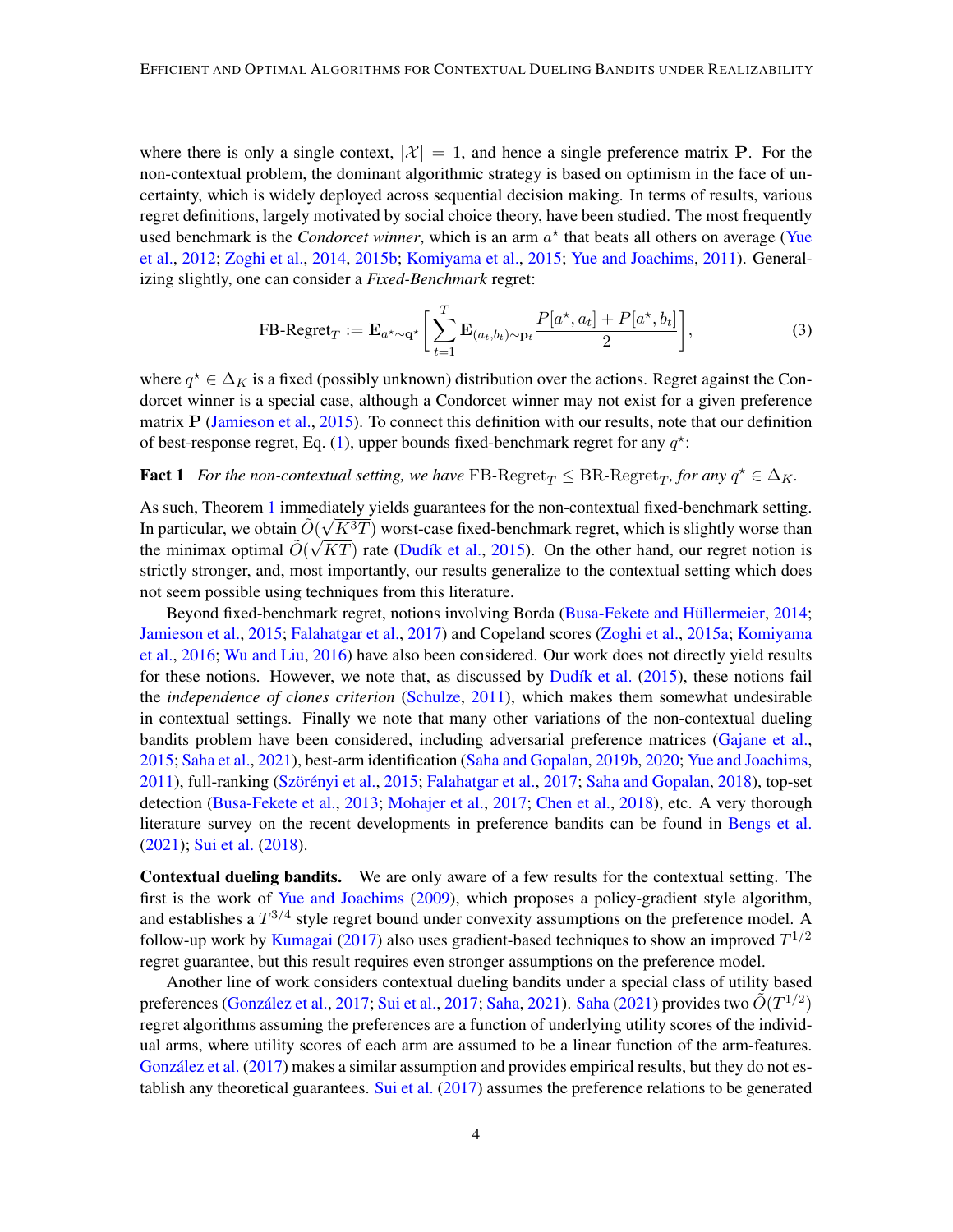where there is only a single context, $|\mathcal{X}| = 1$, and hence a single preference matrix $\mathbf{P}$. For the non-contextual problem, the dominant algorithmic strategy is based on optimism in the face of uncertainty, which is widely deployed across sequential decision making. In terms of results, various regret definitions, largely motivated by social choice theory, have been studied. The most frequently used benchmark is the *Condorcet winner*, which is an arm $a^\star$ that beats all others on average (Yue et al., 2012; Zoghi et al., 2014, 2015b; Komiyama et al., 2015; Yue and Joachims, 2011). Generalizing slightly, one can consider a *Fixed-Benchmark* regret:

$$\text{FB-Regret}_T := \mathbf{E}_{a^\star \sim \mathbf{q}^\star}\left[\sum_{t=1}^{T} \mathbf{E}_{(a_t,b_t)\sim \mathbf{p}_t} \frac{P[a^\star, a_t] + P[a^\star, b_t]}{2}\right], \tag{3}$$

where $q^\star \in \Delta_K$ is a fixed (possibly unknown) distribution over the actions. Regret against the Condorcet winner is a special case, although a Condorcet winner may not exist for a given preference matrix $\mathbf{P}$ (Jamieson et al., 2015). To connect this definition with our results, note that our definition of best-response regret, Eq. (1), upper bounds fixed-benchmark regret for any $q^\star$:

**Fact 1** *For the non-contextual setting, we have* $\text{FB-Regret}_T \le \text{BR-Regret}_T$*, for any* $q^\star \in \Delta_K$.

As such, Theorem 1 immediately yields guarantees for the non-contextual fixed-benchmark setting. In particular, we obtain $\tilde{O}(\sqrt{K^3 T})$ worst-case fixed-benchmark regret, which is slightly worse than the minimax optimal $\tilde{O}(\sqrt{KT})$ rate (Dudík et al., 2015). On the other hand, our regret notion is strictly stronger, and, most importantly, our results generalize to the contextual setting which does not seem possible using techniques from this literature.

Beyond fixed-benchmark regret, notions involving Borda (Busa-Fekete and Hüllermeier, 2014; Jamieson et al., 2015; Falahatgar et al., 2017) and Copeland scores (Zoghi et al., 2015a; Komiyama et al., 2016; Wu and Liu, 2016) have also been considered. Our work does not directly yield results for these notions. However, we note that, as discussed by Dudík et al. (2015), these notions fail the *independence of clones criterion* (Schulze, 2011), which makes them somewhat undesirable in contextual settings. Finally we note that many other variations of the non-contextual dueling bandits problem have been considered, including adversarial preference matrices (Gajane et al., 2015; Saha et al., 2021), best-arm identification (Saha and Gopalan, 2019b, 2020; Yue and Joachims, 2011), full-ranking (Szörényi et al., 2015; Falahatgar et al., 2017; Saha and Gopalan, 2018), top-set detection (Busa-Fekete et al., 2013; Mohajer et al., 2017; Chen et al., 2018), etc. A very thorough literature survey on the recent developments in preference bandits can be found in Bengs et al. (2021); Sui et al. (2018).

**Contextual dueling bandits.** We are only aware of a few results for the contextual setting. The first is the work of Yue and Joachims (2009), which proposes a policy-gradient style algorithm, and establishes a $T^{3/4}$ style regret bound under convexity assumptions on the preference model. A follow-up work by Kumagai (2017) also uses gradient-based techniques to show an improved $T^{1/2}$ regret guarantee, but this result requires even stronger assumptions on the preference model.

Another line of work considers contextual dueling bandits under a special class of utility based preferences (González et al., 2017; Sui et al., 2017; Saha, 2021). Saha (2021) provides two $\tilde{O}(T^{1/2})$ regret algorithms assuming the preferences are a function of underlying utility scores of the individual arms, where utility scores of each arm are assumed to be a linear function of the arm-features. González et al. (2017) makes a similar assumption and provides empirical results, but they do not establish any theoretical guarantees. Sui et al. (2017) assumes the preference relations to be generated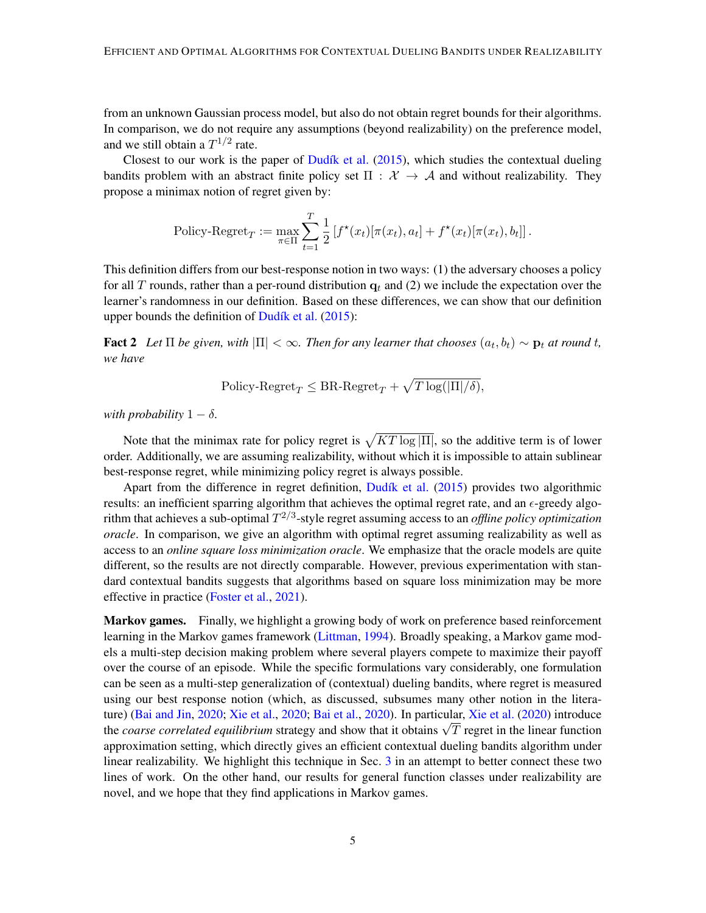from an unknown Gaussian process model, but also do not obtain regret bounds for their algorithms. In comparison, we do not require any assumptions (beyond realizability) on the preference model, and we still obtain a $T^{1/2}$ rate.

Closest to our work is the paper of Dudík et al. (2015), which studies the contextual dueling bandits problem with an abstract finite policy set $\Pi : \mathcal{X} \to \mathcal{A}$ and without realizability. They propose a minimax notion of regret given by:

$$\text{Policy-Regret}_T := \max_{\pi \in \Pi} \sum_{t=1}^{T} \frac{1}{2} \left[ f^\star(x_t)[\pi(x_t), a_t] + f^\star(x_t)[\pi(x_t), b_t] \right].$$

This definition differs from our best-response notion in two ways: (1) the adversary chooses a policy for all $T$ rounds, rather than a per-round distribution $\mathbf{q}_t$ and (2) we include the expectation over the learner's randomness in our definition. Based on these differences, we can show that our definition upper bounds the definition of Dudík et al. (2015):

**Fact 2** *Let $\Pi$ be given, with $|\Pi| < \infty$. Then for any learner that chooses $(a_t, b_t) \sim \mathbf{p}_t$ at round $t$, we have*

$$\text{Policy-Regret}_T \le \text{BR-Regret}_T + \sqrt{T \log(|\Pi|/\delta)},$$

*with probability $1 - \delta$.*

Note that the minimax rate for policy regret is $\sqrt{KT \log |\Pi|}$, so the additive term is of lower order. Additionally, we are assuming realizability, without which it is impossible to attain sublinear best-response regret, while minimizing policy regret is always possible.

Apart from the difference in regret definition, Dudík et al. (2015) provides two algorithmic results: an inefficient sparring algorithm that achieves the optimal regret rate, and an $\epsilon$-greedy algorithm that achieves a sub-optimal $T^{2/3}$-style regret assuming access to an *offline policy optimization oracle*. In comparison, we give an algorithm with optimal regret assuming realizability as well as access to an *online square loss minimization oracle*. We emphasize that the oracle models are quite different, so the results are not directly comparable. However, previous experimentation with standard contextual bandits suggests that algorithms based on square loss minimization may be more effective in practice (Foster et al., 2021).

**Markov games.** Finally, we highlight a growing body of work on preference based reinforcement learning in the Markov games framework (Littman, 1994). Broadly speaking, a Markov game models a multi-step decision making problem where several players compete to maximize their payoff over the course of an episode. While the specific formulations vary considerably, one formulation can be seen as a multi-step generalization of (contextual) dueling bandits, where regret is measured using our best response notion (which, as discussed, subsumes many other notion in the literature) (Bai and Jin, 2020; Xie et al., 2020; Bai et al., 2020). In particular, Xie et al. (2020) introduce the *coarse correlated equilibrium* strategy and show that it obtains $\sqrt{T}$ regret in the linear function approximation setting, which directly gives an efficient contextual dueling bandits algorithm under linear realizability. We highlight this technique in Sec. 3 in an attempt to better connect these two lines of work. On the other hand, our results for general function classes under realizability are novel, and we hope that they find applications in Markov games.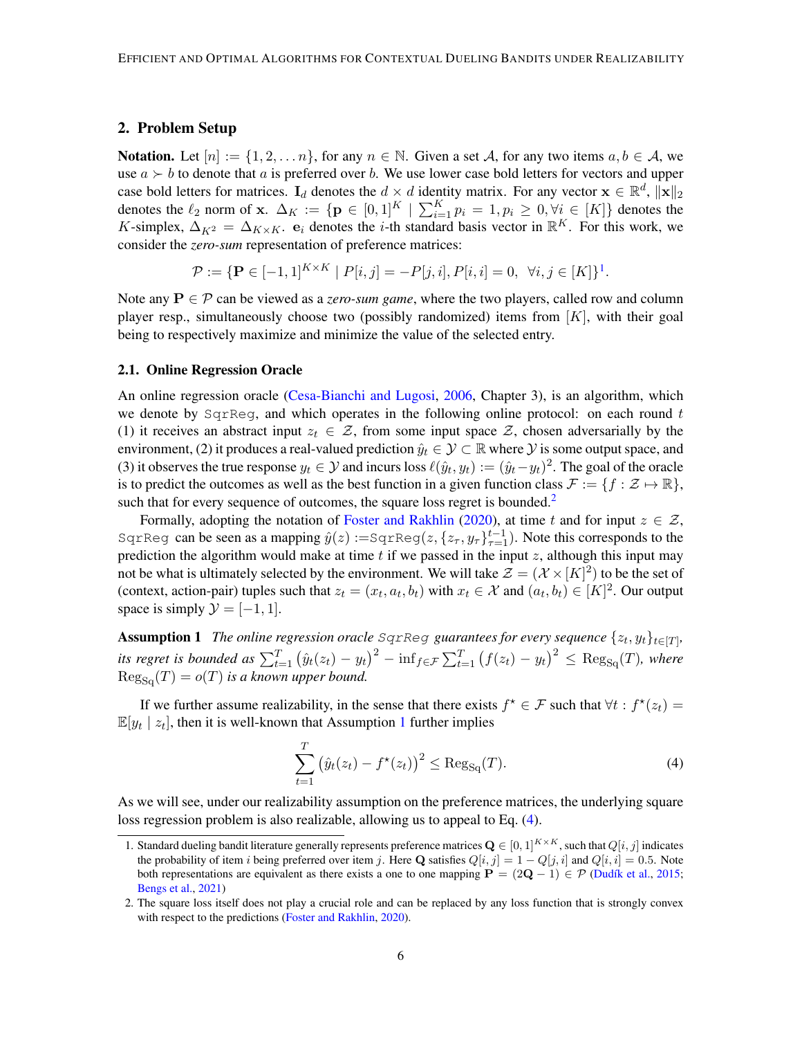## 2. Problem Setup

**Notation.** Let $[n] := \{1, 2, \dots n\}$, for any $n \in \mathbb{N}$. Given a set $\mathcal{A}$, for any two items $a, b \in \mathcal{A}$, we use $a \succ b$ to denote that $a$ is preferred over $b$. We use lower case bold letters for vectors and upper case bold letters for matrices. $\mathbf{I}_d$ denotes the $d \times d$ identity matrix. For any vector $\mathbf{x} \in \mathbb{R}^d$, $\|\mathbf{x}\|_2$ denotes the $\ell_2$ norm of $\mathbf{x}$. $\Delta_K := \{\mathbf{p} \in [0,1]^K \mid \sum_{i=1}^K p_i = 1, p_i \geq 0, \forall i \in [K]\}$ denotes the $K$-simplex, $\Delta_{K^2} = \Delta_{K \times K}$. $\mathbf{e}_i$ denotes the $i$-th standard basis vector in $\mathbb{R}^K$. For this work, we consider the *zero-sum* representation of preference matrices:

$$\mathcal{P} := \{\mathbf{P} \in [-1,1]^{K \times K} \mid P[i,j] = -P[j,i], P[i,i] = 0, \ \ \forall i,j \in [K]\}^1.$$

Note any $\mathbf{P} \in \mathcal{P}$ can be viewed as a *zero-sum game*, where the two players, called row and column player resp., simultaneously choose two (possibly randomized) items from $[K]$, with their goal being to respectively maximize and minimize the value of the selected entry.

### 2.1. Online Regression Oracle

An online regression oracle (Cesa-Bianchi and Lugosi, 2006, Chapter 3), is an algorithm, which we denote by SqrReg, and which operates in the following online protocol: on each round $t$ (1) it receives an abstract input $z_t \in \mathcal{Z}$, from some input space $\mathcal{Z}$, chosen adversarially by the environment, (2) it produces a real-valued prediction $\hat{y}_t \in \mathcal{Y} \subset \mathbb{R}$ where $\mathcal{Y}$ is some output space, and (3) it observes the true response $y_t \in \mathcal{Y}$ and incurs loss $\ell(\hat{y}_t, y_t) := (\hat{y}_t - y_t)^2$. The goal of the oracle is to predict the outcomes as well as the best function in a given function class $\mathcal{F} := \{f : \mathcal{Z} \mapsto \mathbb{R}\}$, such that for every sequence of outcomes, the square loss regret is bounded.[2]

Formally, adopting the notation of Foster and Rakhlin (2020), at time $t$ and for input $z \in \mathcal{Z}$, SqrReg can be seen as a mapping $\hat{y}(z) :=$SqrReg$(z, \{z_\tau, y_\tau\}_{\tau=1}^{t-1})$. Note this corresponds to the prediction the algorithm would make at time $t$ if we passed in the input $z$, although this input may not be what is ultimately selected by the environment. We will take $\mathcal{Z} = (\mathcal{X} \times [K]^2)$ to be the set of (context, action-pair) tuples such that $z_t = (x_t, a_t, b_t)$ with $x_t \in \mathcal{X}$ and $(a_t, b_t) \in [K]^2$. Our output space is simply $\mathcal{Y} = [-1, 1]$.

**Assumption 1** *The online regression oracle* SqrReg *guarantees for every sequence $\{z_t, y_t\}_{t \in [T]}$, its regret is bounded as $\sum_{t=1}^T \big(\hat{y}_t(z_t) - y_t\big)^2 - \inf_{f \in \mathcal{F}} \sum_{t=1}^T \big(f(z_t) - y_t\big)^2 \leq \mathrm{Reg}_{\mathrm{Sq}}(T)$, where $\mathrm{Reg}_{\mathrm{Sq}}(T) = o(T)$ is a known upper bound.*

If we further assume realizability, in the sense that there exists $f^\star \in \mathcal{F}$ such that $\forall t : f^\star(z_t) = \mathbb{E}[y_t \mid z_t]$, then it is well-known that Assumption 1 further implies

$$\sum_{t=1}^T \big(\hat{y}_t(z_t) - f^\star(z_t)\big)^2 \leq \mathrm{Reg}_{\mathrm{Sq}}(T). \tag{4}$$

As we will see, under our realizability assumption on the preference matrices, the underlying square loss regression problem is also realizable, allowing us to appeal to Eq. (4).

---

1. Standard dueling bandit literature generally represents preference matrices $\mathbf{Q} \in [0,1]^{K \times K}$, such that $Q[i,j]$ indicates the probability of item $i$ being preferred over item $j$. Here $\mathbf{Q}$ satisfies $Q[i,j] = 1 - Q[j,i]$ and $Q[i,i] = 0.5$. Note both representations are equivalent as there exists a one to one mapping $\mathbf{P} = (2\mathbf{Q} - 1) \in \mathcal{P}$ (Dudík et al., 2015; Bengs et al., 2021)
2. The square loss itself does not play a crucial role and can be replaced by any loss function that is strongly convex with respect to the predictions (Foster and Rakhlin, 2020).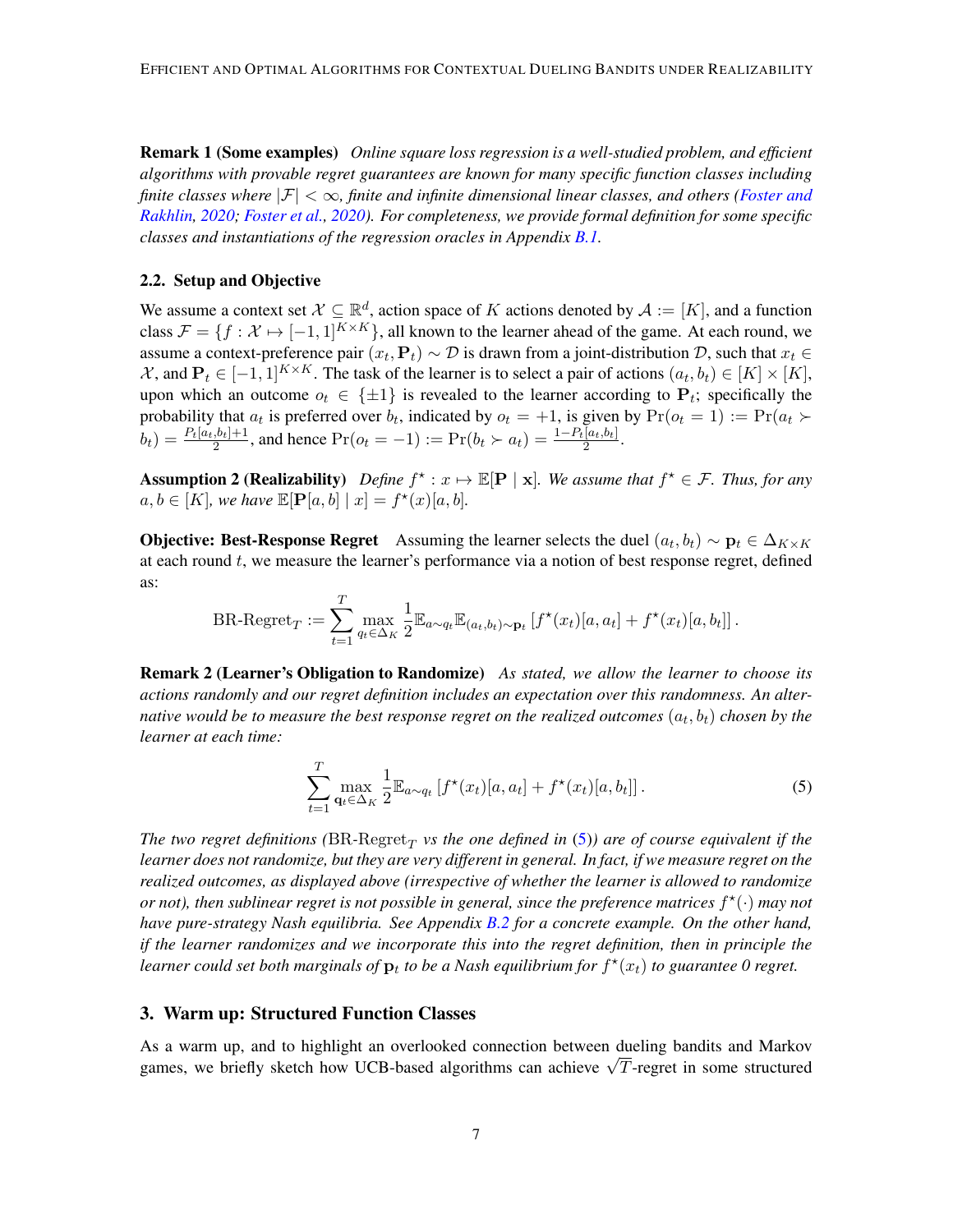**Remark 1 (Some examples)** *Online square loss regression is a well-studied problem, and efficient algorithms with provable regret guarantees are known for many specific function classes including finite classes where $|\mathcal{F}| < \infty$, finite and infinite dimensional linear classes, and others (Foster and Rakhlin, 2020; Foster et al., 2020). For completeness, we provide formal definition for some specific classes and instantiations of the regression oracles in Appendix B.1.*

### 2.2. Setup and Objective

We assume a context set $\mathcal{X} \subseteq \mathbb{R}^d$, action space of $K$ actions denoted by $\mathcal{A} := [K]$, and a function class $\mathcal{F} = \{f : \mathcal{X} \mapsto [-1, 1]^{K \times K}\}$, all known to the learner ahead of the game. At each round, we assume a context-preference pair $(x_t, \mathbf{P}_t) \sim \mathcal{D}$ is drawn from a joint-distribution $\mathcal{D}$, such that $x_t \in \mathcal{X}$, and $\mathbf{P}_t \in [-1, 1]^{K \times K}$. The task of the learner is to select a pair of actions $(a_t, b_t) \in [K] \times [K]$, upon which an outcome $o_t \in \{\pm 1\}$ is revealed to the learner according to $\mathbf{P}_t$; specifically the probability that $a_t$ is preferred over $b_t$, indicated by $o_t = +1$, is given by $\Pr(o_t = 1) := \Pr(a_t \succ b_t) = \frac{P_t[a_t, b_t] + 1}{2}$, and hence $\Pr(o_t = -1) := \Pr(b_t \succ a_t) = \frac{1 - P_t[a_t, b_t]}{2}$.

**Assumption 2 (Realizability)** *Define $f^\star : x \mapsto \mathbb{E}[\mathbf{P} \mid \mathbf{x}]$. We assume that $f^\star \in \mathcal{F}$. Thus, for any $a, b \in [K]$, we have $\mathbb{E}[\mathbf{P}[a, b] \mid x] = f^\star(x)[a, b]$.*

**Objective: Best-Response Regret** Assuming the learner selects the duel $(a_t, b_t) \sim \mathbf{p}_t \in \Delta_{K \times K}$ at each round $t$, we measure the learner's performance via a notion of best response regret, defined as:

$$\text{BR-Regret}_T := \sum_{t=1}^{T} \max_{q_t \in \Delta_K} \frac{1}{2} \mathbb{E}_{a \sim q_t} \mathbb{E}_{(a_t, b_t) \sim \mathbf{p}_t} \left[ f^\star(x_t)[a, a_t] + f^\star(x_t)[a, b_t] \right].$$

**Remark 2 (Learner's Obligation to Randomize)** *As stated, we allow the learner to choose its actions randomly and our regret definition includes an expectation over this randomness. An alternative would be to measure the best response regret on the realized outcomes $(a_t, b_t)$ chosen by the learner at each time:*

$$\sum_{t=1}^{T} \max_{\mathbf{q}_t \in \Delta_K} \frac{1}{2} \mathbb{E}_{a \sim q_t} \left[ f^\star(x_t)[a, a_t] + f^\star(x_t)[a, b_t] \right]. \tag{5}$$

*The two regret definitions ($\text{BR-Regret}_T$ vs the one defined in (5)) are of course equivalent if the learner does not randomize, but they are very different in general. In fact, if we measure regret on the realized outcomes, as displayed above (irrespective of whether the learner is allowed to randomize or not), then sublinear regret is not possible in general, since the preference matrices $f^\star(\cdot)$ may not have pure-strategy Nash equilibria. See Appendix B.2 for a concrete example. On the other hand, if the learner randomizes and we incorporate this into the regret definition, then in principle the learner could set both marginals of $\mathbf{p}_t$ to be a Nash equilibrium for $f^\star(x_t)$ to guarantee 0 regret.*

## 3. Warm up: Structured Function Classes

As a warm up, and to highlight an overlooked connection between dueling bandits and Markov games, we briefly sketch how UCB-based algorithms can achieve $\sqrt{T}$-regret in some structured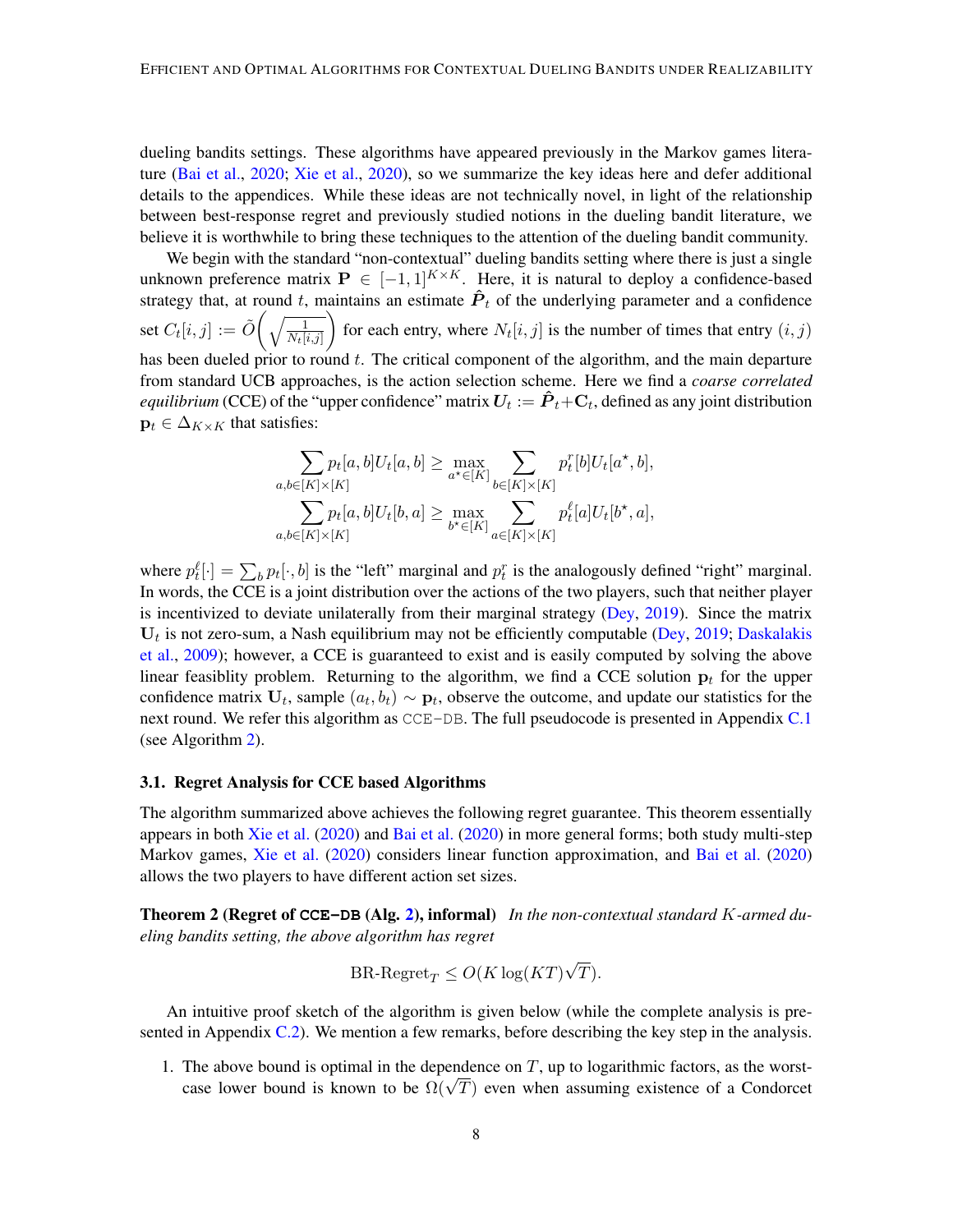dueling bandits settings. These algorithms have appeared previously in the Markov games literature (Bai et al., 2020; Xie et al., 2020), so we summarize the key ideas here and defer additional details to the appendices. While these ideas are not technically novel, in light of the relationship between best-response regret and previously studied notions in the dueling bandit literature, we believe it is worthwhile to bring these techniques to the attention of the dueling bandit community.

We begin with the standard "non-contextual" dueling bandits setting where there is just a single unknown preference matrix $\mathbf{P} \in [-1, 1]^{K \times K}$. Here, it is natural to deploy a confidence-based strategy that, at round $t$, maintains an estimate $\hat{\boldsymbol{P}}_t$ of the underlying parameter and a confidence set $C_t[i,j] := \tilde{O}\left(\sqrt{\frac{1}{N_t[i,j]}}\right)$ for each entry, where $N_t[i,j]$ is the number of times that entry $(i,j)$ has been dueled prior to round $t$. The critical component of the algorithm, and the main departure from standard UCB approaches, is the action selection scheme. Here we find a *coarse correlated equilibrium* (CCE) of the "upper confidence" matrix $\boldsymbol{U}_t := \hat{\boldsymbol{P}}_t + \mathbf{C}_t$, defined as any joint distribution $\mathbf{p}_t \in \Delta_{K \times K}$ that satisfies:

$$
\sum_{a,b \in [K] \times [K]} p_t[a,b] U_t[a,b] \geq \max_{a^\star \in [K]} \sum_{b \in [K] \times [K]} p_t^r[b] U_t[a^\star, b],
$$

$$
\sum_{a,b \in [K] \times [K]} p_t[a,b] U_t[b,a] \geq \max_{b^\star \in [K]} \sum_{a \in [K] \times [K]} p_t^\ell[a] U_t[b^\star, a],
$$

where $p_t^\ell[\cdot] = \sum_b p_t[\cdot, b]$ is the "left" marginal and $p_t^r$ is the analogously defined "right" marginal. In words, the CCE is a joint distribution over the actions of the two players, such that neither player is incentivized to deviate unilaterally from their marginal strategy (Dey, 2019). Since the matrix $\mathbf{U}_t$ is not zero-sum, a Nash equilibrium may not be efficiently computable (Dey, 2019; Daskalakis et al., 2009); however, a CCE is guaranteed to exist and is easily computed by solving the above linear feasiblity problem. Returning to the algorithm, we find a CCE solution $\mathbf{p}_t$ for the upper confidence matrix $\mathbf{U}_t$, sample $(a_t, b_t) \sim \mathbf{p}_t$, observe the outcome, and update our statistics for the next round. We refer this algorithm as CCE-DB. The full pseudocode is presented in Appendix C.1 (see Algorithm 2).

### 3.1. Regret Analysis for CCE based Algorithms

The algorithm summarized above achieves the following regret guarantee. This theorem essentially appears in both Xie et al. (2020) and Bai et al. (2020) in more general forms; both study multi-step Markov games, Xie et al. (2020) considers linear function approximation, and Bai et al. (2020) allows the two players to have different action set sizes.

**Theorem 2 (Regret of CCE-DB (Alg. 2), informal)** *In the non-contextual standard $K$-armed dueling bandits setting, the above algorithm has regret*

$$
\text{BR-Regret}_T \leq O(K \log(KT)\sqrt{T}).
$$

An intuitive proof sketch of the algorithm is given below (while the complete analysis is presented in Appendix C.2). We mention a few remarks, before describing the key step in the analysis.

1. The above bound is optimal in the dependence on $T$, up to logarithmic factors, as the worst-case lower bound is known to be $\Omega(\sqrt{T})$ even when assuming existence of a Condorcet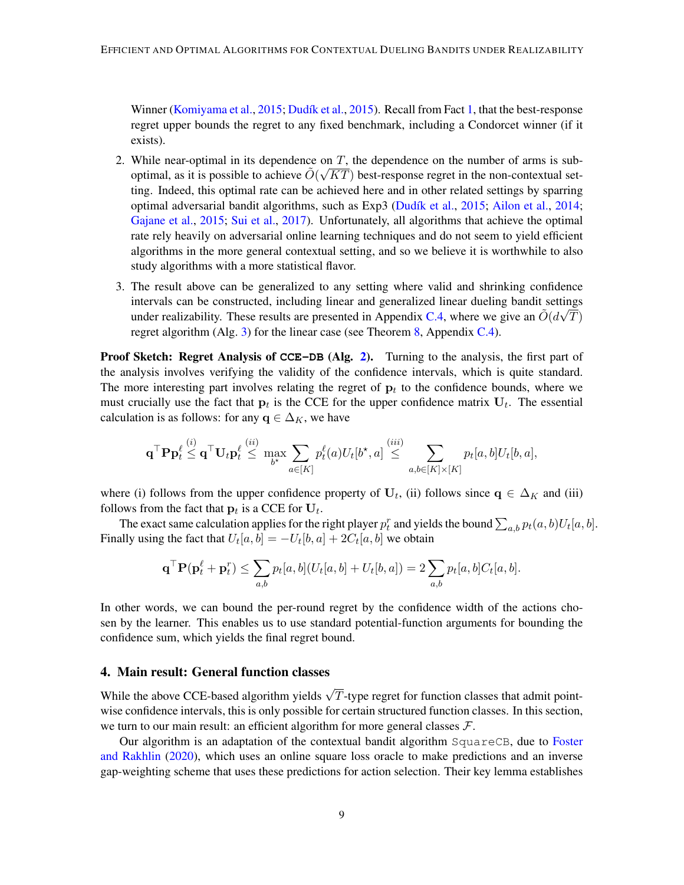Winner (Komiyama et al., 2015; Dudík et al., 2015). Recall from Fact 1, that the best-response regret upper bounds the regret to any fixed benchmark, including a Condorcet winner (if it exists).

2. While near-optimal in its dependence on $T$, the dependence on the number of arms is sub-optimal, as it is possible to achieve $\tilde{O}(\sqrt{KT})$ best-response regret in the non-contextual setting. Indeed, this optimal rate can be achieved here and in other related settings by sparring optimal adversarial bandit algorithms, such as Exp3 (Dudík et al., 2015; Ailon et al., 2014; Gajane et al., 2015; Sui et al., 2017). Unfortunately, all algorithms that achieve the optimal rate rely heavily on adversarial online learning techniques and do not seem to yield efficient algorithms in the more general contextual setting, and so we believe it is worthwhile to also study algorithms with a more statistical flavor.

3. The result above can be generalized to any setting where valid and shrinking confidence intervals can be constructed, including linear and generalized linear dueling bandit settings under realizability. These results are presented in Appendix C.4, where we give an $\tilde{O}(d\sqrt{T})$ regret algorithm (Alg. 3) for the linear case (see Theorem 8, Appendix C.4).

**Proof Sketch: Regret Analysis of `CCE-DB` (Alg. 2).** Turning to the analysis, the first part of the analysis involves verifying the validity of the confidence intervals, which is quite standard. The more interesting part involves relating the regret of $\mathbf{p}_t$ to the confidence bounds, where we must crucially use the fact that $\mathbf{p}_t$ is the CCE for the upper confidence matrix $\mathbf{U}_t$. The essential calculation is as follows: for any $\mathbf{q} \in \Delta_K$, we have

$$\mathbf{q}^\top \mathbf{P} \mathbf{p}_t^\ell \overset{(i)}{\leq} \mathbf{q}^\top \mathbf{U}_t \mathbf{p}_t^\ell \overset{(ii)}{\leq} \max_{b^\star} \sum_{a \in [K]} p_t^\ell(a) U_t[b^\star, a] \overset{(iii)}{\leq} \sum_{a,b \in [K]\times[K]} p_t[a,b] U_t[b,a],$$

where (i) follows from the upper confidence property of $\mathbf{U}_t$, (ii) follows since $\mathbf{q} \in \Delta_K$ and (iii) follows from the fact that $\mathbf{p}_t$ is a CCE for $\mathbf{U}_t$.

The exact same calculation applies for the right player $p_t^r$ and yields the bound $\sum_{a,b} p_t(a,b) U_t[a,b]$. Finally using the fact that $U_t[a,b] = -U_t[b,a] + 2C_t[a,b]$ we obtain

$$\mathbf{q}^\top \mathbf{P}(\mathbf{p}_t^\ell + \mathbf{p}_t^r) \leq \sum_{a,b} p_t[a,b](U_t[a,b] + U_t[b,a]) = 2 \sum_{a,b} p_t[a,b] C_t[a,b].$$

In other words, we can bound the per-round regret by the confidence width of the actions chosen by the learner. This enables us to use standard potential-function arguments for bounding the confidence sum, which yields the final regret bound.

## 4. Main result: General function classes

While the above CCE-based algorithm yields $\sqrt{T}$-type regret for function classes that admit pointwise confidence intervals, this is only possible for certain structured function classes. In this section, we turn to our main result: an efficient algorithm for more general classes $\mathcal{F}$.

Our algorithm is an adaptation of the contextual bandit algorithm `SquareCB`, due to Foster and Rakhlin (2020), which uses an online square loss oracle to make predictions and an inverse gap-weighting scheme that uses these predictions for action selection. Their key lemma establishes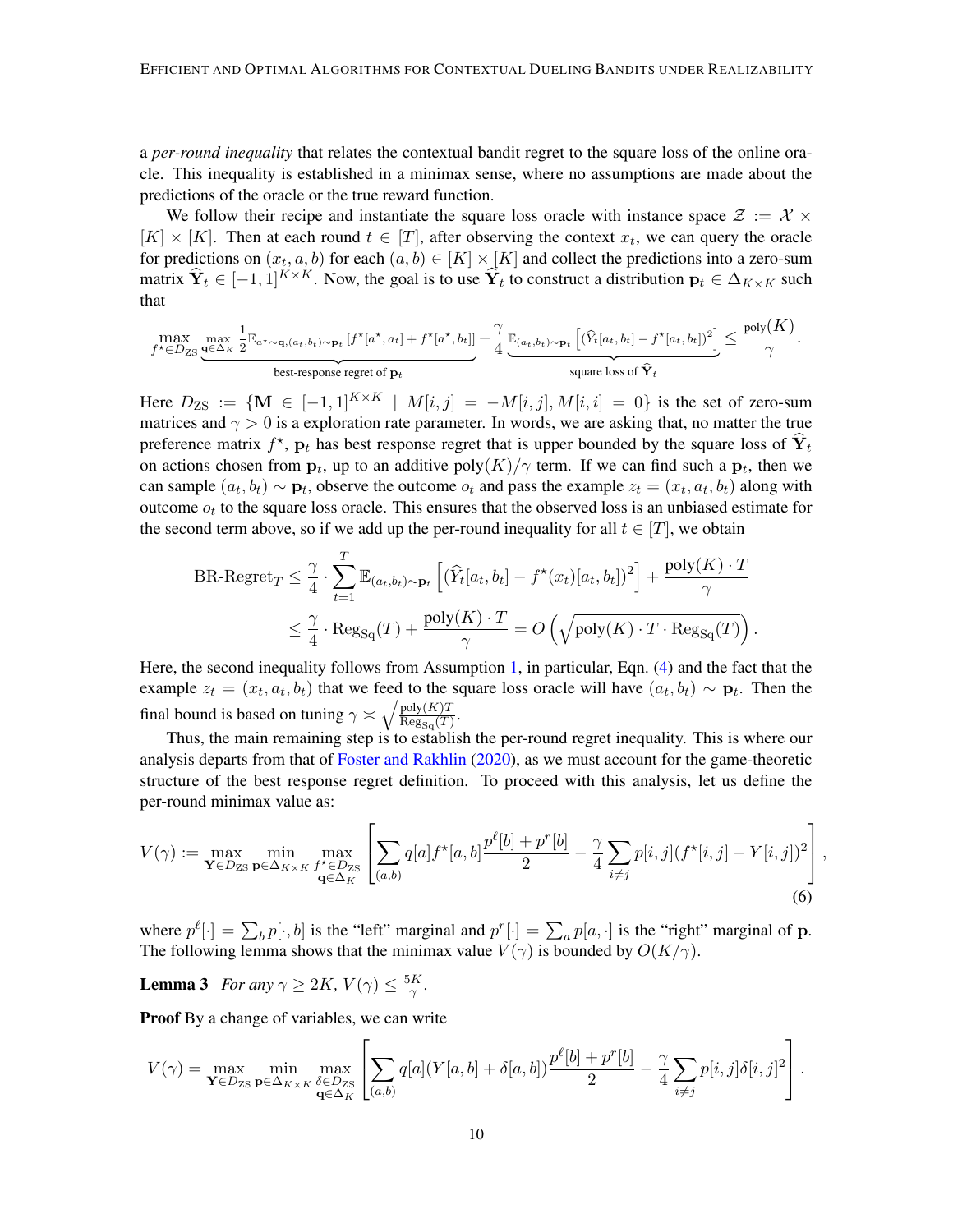a *per-round inequality* that relates the contextual bandit regret to the square loss of the online oracle. This inequality is established in a minimax sense, where no assumptions are made about the predictions of the oracle or the true reward function.

We follow their recipe and instantiate the square loss oracle with instance space $\mathcal{Z} := \mathcal{X} \times [K] \times [K]$. Then at each round $t \in [T]$, after observing the context $x_t$, we can query the oracle for predictions on $(x_t, a, b)$ for each $(a, b) \in [K] \times [K]$ and collect the predictions into a zero-sum matrix $\widehat{\mathbf{Y}}_t \in [-1, 1]^{K \times K}$. Now, the goal is to use $\widehat{\mathbf{Y}}_t$ to construct a distribution $\mathbf{p}_t \in \Delta_{K \times K}$ such that

$$\max_{f^\star \in D_{\text{ZS}}} \underbrace{\max_{\mathbf{q} \in \Delta_K} \frac{1}{2}\mathbb{E}_{a^\star \sim \mathbf{q}, (a_t, b_t) \sim \mathbf{p}_t}\left[f^\star[a^\star, a_t] + f^\star[a^\star, b_t]\right]}_{\text{best-response regret of } \mathbf{p}_t} - \frac{\gamma}{4} \underbrace{\mathbb{E}_{(a_t, b_t) \sim \mathbf{p}_t}\left[(\widehat{Y}_t[a_t, b_t] - f^\star[a_t, b_t])^2\right]}_{\text{square loss of } \widehat{\mathbf{Y}}_t} \leq \frac{\text{poly}(K)}{\gamma}.$$

Here $D_{\text{ZS}} := \{\mathbf{M} \in [-1, 1]^{K \times K} \mid M[i, j] = -M[i, j], M[i, i] = 0\}$ is the set of zero-sum matrices and $\gamma > 0$ is a exploration rate parameter. In words, we are asking that, no matter the true preference matrix $f^\star$, $\mathbf{p}_t$ has best response regret that is upper bounded by the square loss of $\widehat{\mathbf{Y}}_t$ on actions chosen from $\mathbf{p}_t$, up to an additive $\text{poly}(K)/\gamma$ term. If we can find such a $\mathbf{p}_t$, then we can sample $(a_t, b_t) \sim \mathbf{p}_t$, observe the outcome $o_t$ and pass the example $z_t = (x_t, a_t, b_t)$ along with outcome $o_t$ to the square loss oracle. This ensures that the observed loss is an unbiased estimate for the second term above, so if we add up the per-round inequality for all $t \in [T]$, we obtain

$$\begin{aligned}
\text{BR-Regret}_T &\leq \frac{\gamma}{4} \cdot \sum_{t=1}^{T} \mathbb{E}_{(a_t, b_t) \sim \mathbf{p}_t}\left[(\widehat{Y}_t[a_t, b_t] - f^\star(x_t)[a_t, b_t])^2\right] + \frac{\text{poly}(K) \cdot T}{\gamma} \\
&\leq \frac{\gamma}{4} \cdot \text{Reg}_{\text{Sq}}(T) + \frac{\text{poly}(K) \cdot T}{\gamma} = O\left(\sqrt{\text{poly}(K) \cdot T \cdot \text{Reg}_{\text{Sq}}(T)}\right).
\end{aligned}$$

Here, the second inequality follows from Assumption 1, in particular, Eqn. (4) and the fact that the example $z_t = (x_t, a_t, b_t)$ that we feed to the square loss oracle will have $(a_t, b_t) \sim \mathbf{p}_t$. Then the final bound is based on tuning $\gamma \asymp \sqrt{\frac{\text{poly}(K) T}{\text{Reg}_{\text{Sq}}(T)}}$.

Thus, the main remaining step is to establish the per-round regret inequality. This is where our analysis departs from that of Foster and Rakhlin (2020), as we must account for the game-theoretic structure of the best response regret definition. To proceed with this analysis, let us define the per-round minimax value as:

$$V(\gamma) := \max_{\mathbf{Y} \in D_{\text{ZS}}} \min_{\mathbf{p} \in \Delta_{K \times K}} \max_{\substack{f^\star \in D_{\text{ZS}} \\ \mathbf{q} \in \Delta_K}} \left[\sum_{(a,b)} q[a] f^\star[a, b] \frac{p^\ell[b] + p^r[b]}{2} - \frac{\gamma}{4} \sum_{i \neq j} p[i, j](f^\star[i, j] - Y[i, j])^2\right], \tag{6}$$

where $p^\ell[\cdot] = \sum_b p[\cdot, b]$ is the "left" marginal and $p^r[\cdot] = \sum_a p[a, \cdot]$ is the "right" marginal of $\mathbf{p}$. The following lemma shows that the minimax value $V(\gamma)$ is bounded by $O(K/\gamma)$.

**Lemma 3** *For any $\gamma \geq 2K$, $V(\gamma) \leq \frac{5K}{\gamma}$.*

**Proof** By a change of variables, we can write

$$V(\gamma) = \max_{\mathbf{Y} \in D_{\text{ZS}}} \min_{\mathbf{p} \in \Delta_{K \times K}} \max_{\substack{\delta \in D_{\text{ZS}} \\ \mathbf{q} \in \Delta_K}} \left[\sum_{(a,b)} q[a](Y[a, b] + \delta[a, b]) \frac{p^\ell[b] + p^r[b]}{2} - \frac{\gamma}{4} \sum_{i \neq j} p[i, j] \delta[i, j]^2\right].$$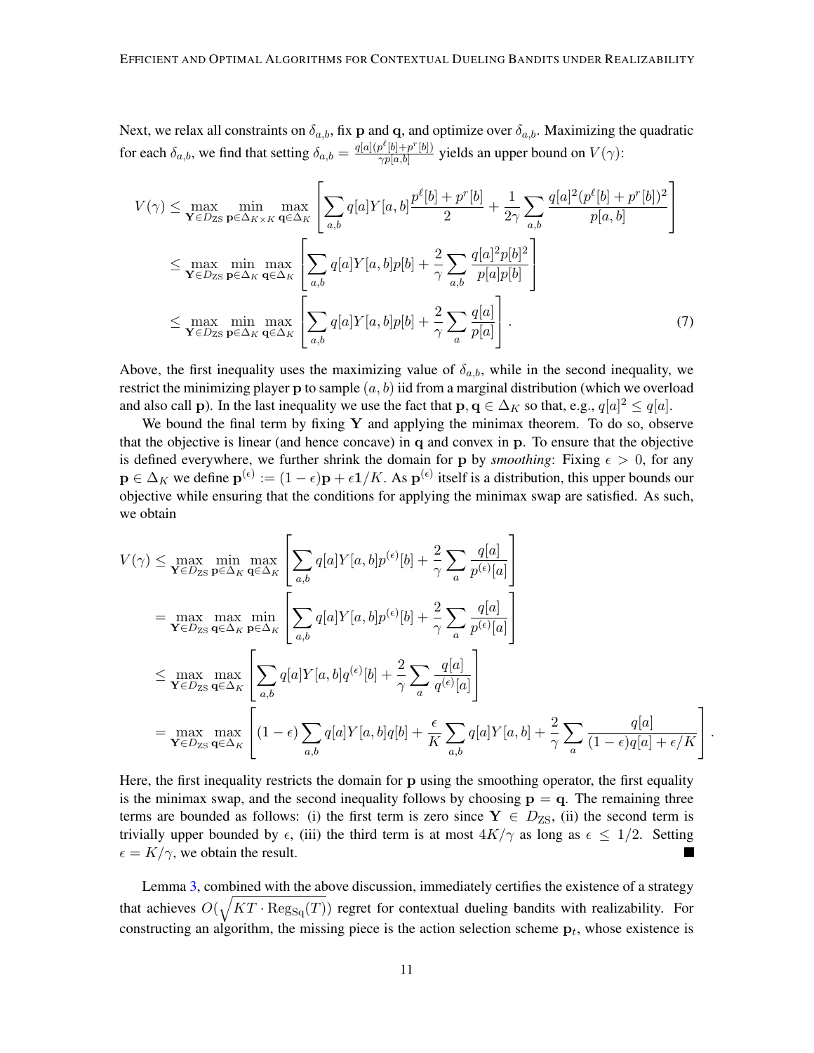Next, we relax all constraints on $\delta_{a,b}$, fix $\mathbf{p}$ and $\mathbf{q}$, and optimize over $\delta_{a,b}$. Maximizing the quadratic for each $\delta_{a,b}$, we find that setting $\delta_{a,b} = \frac{q[a](p^\ell[b]+p^r[b])}{\gamma p[a,b]}$ yields an upper bound on $V(\gamma)$:

$$
\begin{aligned}
V(\gamma) &\leq \max_{\mathbf{Y}\in D_{\mathrm{ZS}}} \min_{\mathbf{p}\in\Delta_{K\times K}} \max_{\mathbf{q}\in\Delta_K} \left[\sum_{a,b} q[a]Y[a,b]\frac{p^\ell[b]+p^r[b]}{2} + \frac{1}{2\gamma}\sum_{a,b}\frac{q[a]^2(p^\ell[b]+p^r[b])^2}{p[a,b]}\right] \\
&\leq \max_{\mathbf{Y}\in D_{\mathrm{ZS}}} \min_{\mathbf{p}\in\Delta_{K}} \max_{\mathbf{q}\in\Delta_K} \left[\sum_{a,b} q[a]Y[a,b]p[b] + \frac{2}{\gamma}\sum_{a,b}\frac{q[a]^2 p[b]^2}{p[a]p[b]}\right] \\
&\leq \max_{\mathbf{Y}\in D_{\mathrm{ZS}}} \min_{\mathbf{p}\in\Delta_{K}} \max_{\mathbf{q}\in\Delta_K} \left[\sum_{a,b} q[a]Y[a,b]p[b] + \frac{2}{\gamma}\sum_{a}\frac{q[a]}{p[a]}\right]. \qquad (7)
\end{aligned}
$$

Above, the first inequality uses the maximizing value of $\delta_{a,b}$, while in the second inequality, we restrict the minimizing player $\mathbf{p}$ to sample $(a, b)$ iid from a marginal distribution (which we overload and also call $\mathbf{p}$). In the last inequality we use the fact that $\mathbf{p}, \mathbf{q} \in \Delta_K$ so that, e.g., $q[a]^2 \leq q[a]$.

We bound the final term by fixing $\mathbf{Y}$ and applying the minimax theorem. To do so, observe that the objective is linear (and hence concave) in $\mathbf{q}$ and convex in $\mathbf{p}$. To ensure that the objective is defined everywhere, we further shrink the domain for $\mathbf{p}$ by *smoothing*: Fixing $\epsilon > 0$, for any $\mathbf{p} \in \Delta_K$ we define $\mathbf{p}^{(\epsilon)} := (1-\epsilon)\mathbf{p} + \epsilon\mathbf{1}/K$. As $\mathbf{p}^{(\epsilon)}$ itself is a distribution, this upper bounds our objective while ensuring that the conditions for applying the minimax swap are satisfied. As such, we obtain

$$
\begin{aligned}
V(\gamma) &\leq \max_{\mathbf{Y}\in D_{\mathrm{ZS}}} \min_{\mathbf{p}\in\Delta_{K}} \max_{\mathbf{q}\in\Delta_K} \left[\sum_{a,b} q[a]Y[a,b]p^{(\epsilon)}[b] + \frac{2}{\gamma}\sum_{a}\frac{q[a]}{p^{(\epsilon)}[a]}\right] \\
&= \max_{\mathbf{Y}\in D_{\mathrm{ZS}}} \max_{\mathbf{q}\in\Delta_K} \min_{\mathbf{p}\in\Delta_{K}} \left[\sum_{a,b} q[a]Y[a,b]p^{(\epsilon)}[b] + \frac{2}{\gamma}\sum_{a}\frac{q[a]}{p^{(\epsilon)}[a]}\right] \\
&\leq \max_{\mathbf{Y}\in D_{\mathrm{ZS}}} \max_{\mathbf{q}\in\Delta_K} \left[\sum_{a,b} q[a]Y[a,b]q^{(\epsilon)}[b] + \frac{2}{\gamma}\sum_{a}\frac{q[a]}{q^{(\epsilon)}[a]}\right] \\
&= \max_{\mathbf{Y}\in D_{\mathrm{ZS}}} \max_{\mathbf{q}\in\Delta_K} \left[(1-\epsilon)\sum_{a,b} q[a]Y[a,b]q[b] + \frac{\epsilon}{K}\sum_{a,b}q[a]Y[a,b] + \frac{2}{\gamma}\sum_{a}\frac{q[a]}{(1-\epsilon)q[a]+\epsilon/K}\right].
\end{aligned}
$$

Here, the first inequality restricts the domain for $\mathbf{p}$ using the smoothing operator, the first equality is the minimax swap, and the second inequality follows by choosing $\mathbf{p} = \mathbf{q}$. The remaining three terms are bounded as follows: (i) the first term is zero since $\mathbf{Y} \in D_{\mathrm{ZS}}$, (ii) the second term is trivially upper bounded by $\epsilon$, (iii) the third term is at most $4K/\gamma$ as long as $\epsilon \leq 1/2$. Setting $\epsilon = K/\gamma$, we obtain the result. ■

Lemma 3, combined with the above discussion, immediately certifies the existence of a strategy that achieves $O(\sqrt{KT \cdot \mathrm{Reg}_{\mathrm{Sq}}(T)})$ regret for contextual dueling bandits with realizability. For constructing an algorithm, the missing piece is the action selection scheme $\mathbf{p}_t$, whose existence is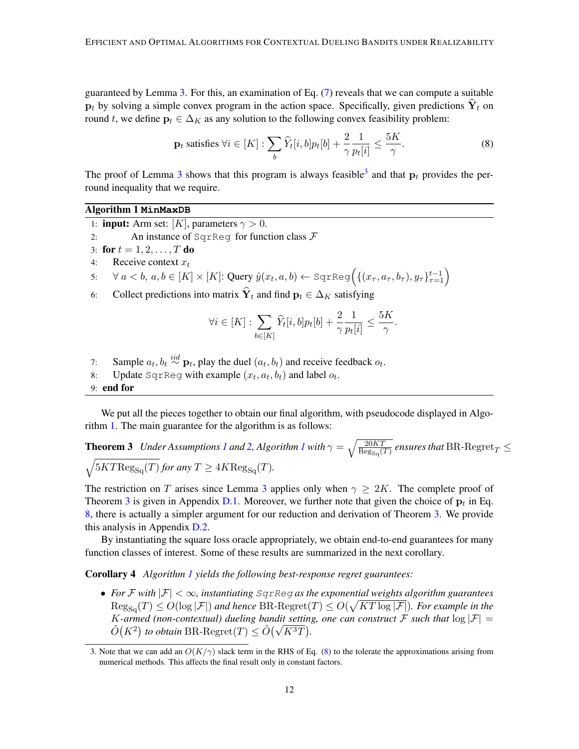guaranteed by Lemma 3. For this, an examination of Eq. (7) reveals that we can compute a suitable $\mathbf{p}_t$ by solving a simple convex program in the action space. Specifically, given predictions $\widehat{\mathbf{Y}}_t$ on round $t$, we define $\mathbf{p}_t \in \Delta_K$ as any solution to the following convex feasibility problem:

$$\mathbf{p}_t \text{ satisfies } \forall i \in [K] : \sum_b \widehat{Y}_t[i,b] p_t[b] + \frac{2}{\gamma} \frac{1}{p_t[i]} \leq \frac{5K}{\gamma}. \tag{8}$$

The proof of Lemma 3 shows that this program is always feasible[3] and that $\mathbf{p}_t$ provides the per-round inequality that we require.

**Algorithm 1 MinMaxDB**

1: **input:** Arm set: $[K]$, parameters $\gamma > 0$.
2: An instance of SqrReg for function class $\mathcal{F}$
3: **for** $t = 1, 2, \ldots, T$ **do**
4: Receive context $x_t$
5: $\forall\, a < b,\ a, b \in [K] \times [K]$: Query $\hat{y}(x_t, a, b) \leftarrow \texttt{SqrReg}\Big(\{(x_\tau, a_\tau, b_\tau), y_\tau\}_{\tau=1}^{t-1}\Big)$
6: Collect predictions into matrix $\widehat{\mathbf{Y}}_t$ and find $\mathbf{p}_t \in \Delta_K$ satisfying

$$\forall i \in [K] : \sum_{b \in [K]} \widehat{Y}_t[i,b] p_t[b] + \frac{2}{\gamma} \frac{1}{p_t[i]} \leq \frac{5K}{\gamma}.$$

7: Sample $a_t, b_t \overset{iid}{\sim} \mathbf{p}_t$, play the duel $(a_t, b_t)$ and receive feedback $o_t$.
8: Update SqrReg with example $(x_t, a_t, b_t)$ and label $o_t$.
9: **end for**

We put all the pieces together to obtain our final algorithm, with pseudocode displayed in Algorithm 1. The main guarantee for the algorithm is as follows:

**Theorem 3** *Under Assumptions 1 and 2, Algorithm 1 with* $\gamma = \sqrt{\frac{20KT}{\mathrm{Reg}_{\mathrm{Sq}}(T)}}$ *ensures that* $\text{BR-Regret}_T \leq \sqrt{5KT\mathrm{Reg}_{\mathrm{Sq}}(T)}$ *for any* $T \geq 4K\mathrm{Reg}_{\mathrm{Sq}}(T)$.

The restriction on $T$ arises since Lemma 3 applies only when $\gamma \geq 2K$. The complete proof of Theorem 3 is given in Appendix D.1. Moreover, we further note that given the choice of $\mathbf{p}_t$ in Eq. 8, there is actually a simpler argument for our reduction and derivation of Theorem 3. We provide this analysis in Appendix D.2.

By instantiating the square loss oracle appropriately, we obtain end-to-end guarantees for many function classes of interest. Some of these results are summarized in the next corollary.

**Corollary 4** *Algorithm 1 yields the following best-response regret guarantees:*

- *For $\mathcal{F}$ with $|\mathcal{F}| < \infty$, instantiating SqrReg as the exponential weights algorithm guarantees* $\mathrm{Reg}_{\mathrm{Sq}}(T) \leq O(\log |\mathcal{F}|)$ *and hence* $\text{BR-Regret}(T) \leq O(\sqrt{KT \log |\mathcal{F}|})$. *For example in the $K$-armed (non-contextual) dueling bandit setting, one can construct $\mathcal{F}$ such that* $\log |\mathcal{F}| = \tilde{O}(K^2)$ *to obtain* $\text{BR-Regret}(T) \leq \tilde{O}(\sqrt{K^3 T})$.

3. Note that we can add an $O(K/\gamma)$ slack term in the RHS of Eq. (8) to the tolerate the approximations arising from numerical methods. This affects the final result only in constant factors.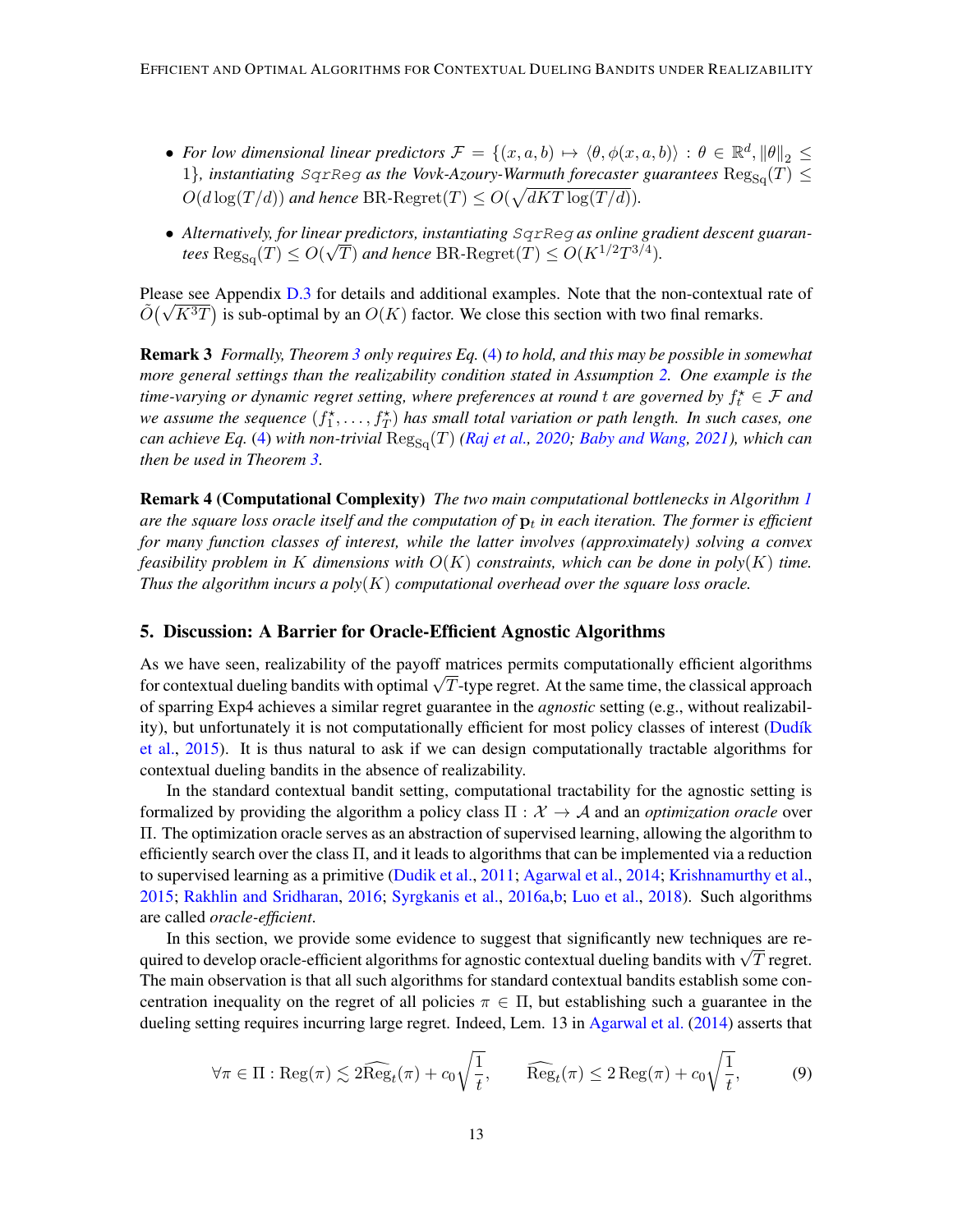- *For low dimensional linear predictors $\mathcal{F} = \{(x, a, b) \mapsto \langle \theta, \phi(x, a, b) \rangle : \theta \in \mathbb{R}^d, \|\theta\|_2 \leq 1\}$, instantiating* `SqrReg` *as the Vovk-Azoury-Warmuth forecaster guarantees* $\mathrm{Reg}_{\mathrm{Sq}}(T) \leq O(d \log(T/d))$ *and hence* $\text{BR-Regret}(T) \leq O(\sqrt{dKT \log(T/d)})$.
- *Alternatively, for linear predictors, instantiating* `SqrReg` *as online gradient descent guarantees* $\mathrm{Reg}_{\mathrm{Sq}}(T) \leq O(\sqrt{T})$ *and hence* $\text{BR-Regret}(T) \leq O(K^{1/2} T^{3/4})$.

Please see Appendix D.3 for details and additional examples. Note that the non-contextual rate of $\tilde{O}(\sqrt{K^3 T})$ is sub-optimal by an $O(K)$ factor. We close this section with two final remarks.

**Remark 3** *Formally, Theorem 3 only requires Eq. (4) to hold, and this may be possible in somewhat more general settings than the realizability condition stated in Assumption 2. One example is the time-varying or dynamic regret setting, where preferences at round $t$ are governed by $f_t^\star \in \mathcal{F}$ and we assume the sequence $(f_1^\star, \dots, f_T^\star)$ has small total variation or path length. In such cases, one can achieve Eq. (4) with non-trivial $\mathrm{Reg}_{\mathrm{Sq}}(T)$ (Raj et al., 2020; Baby and Wang, 2021), which can then be used in Theorem 3.*

**Remark 4 (Computational Complexity)** *The two main computational bottlenecks in Algorithm 1 are the square loss oracle itself and the computation of $\mathbf{p}_t$ in each iteration. The former is efficient for many function classes of interest, while the latter involves (approximately) solving a convex feasibility problem in $K$ dimensions with $O(K)$ constraints, which can be done in poly$(K)$ time. Thus the algorithm incurs a poly$(K)$ computational overhead over the square loss oracle.*

## 5. Discussion: A Barrier for Oracle-Efficient Agnostic Algorithms

As we have seen, realizability of the payoff matrices permits computationally efficient algorithms for contextual dueling bandits with optimal $\sqrt{T}$-type regret. At the same time, the classical approach of sparring Exp4 achieves a similar regret guarantee in the *agnostic* setting (e.g., without realizability), but unfortunately it is not computationally efficient for most policy classes of interest (Dudík et al., 2015). It is thus natural to ask if we can design computationally tractable algorithms for contextual dueling bandits in the absence of realizability.

In the standard contextual bandit setting, computational tractability for the agnostic setting is formalized by providing the algorithm a policy class $\Pi : \mathcal{X} \to \mathcal{A}$ and an *optimization oracle* over $\Pi$. The optimization oracle serves as an abstraction of supervised learning, allowing the algorithm to efficiently search over the class $\Pi$, and it leads to algorithms that can be implemented via a reduction to supervised learning as a primitive (Dudik et al., 2011; Agarwal et al., 2014; Krishnamurthy et al., 2015; Rakhlin and Sridharan, 2016; Syrgkanis et al., 2016a,b; Luo et al., 2018). Such algorithms are called *oracle-efficient*.

In this section, we provide some evidence to suggest that significantly new techniques are required to develop oracle-efficient algorithms for agnostic contextual dueling bandits with $\sqrt{T}$ regret. The main observation is that all such algorithms for standard contextual bandits establish some concentration inequality on the regret of all policies $\pi \in \Pi$, but establishing such a guarantee in the dueling setting requires incurring large regret. Indeed, Lem. 13 in Agarwal et al. (2014) asserts that

$$\forall \pi \in \Pi : \mathrm{Reg}(\pi) \lesssim 2\widehat{\mathrm{Reg}}_t(\pi) + c_0 \sqrt{\frac{1}{t}}, \qquad \widehat{\mathrm{Reg}}_t(\pi) \leq 2\,\mathrm{Reg}(\pi) + c_0 \sqrt{\frac{1}{t}}, \tag{9}$$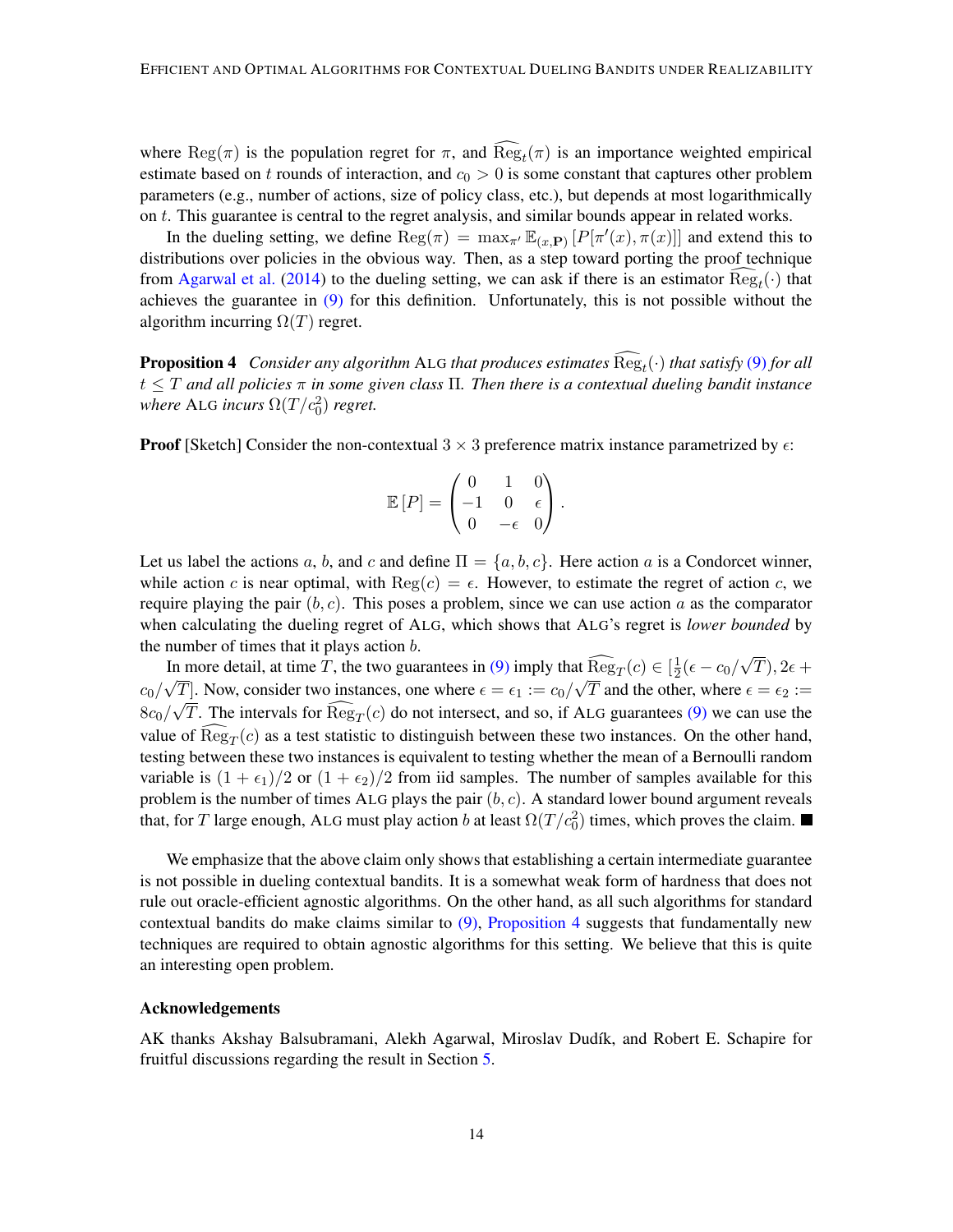where $\mathrm{Reg}(\pi)$ is the population regret for $\pi$, and $\widehat{\mathrm{Reg}}_t(\pi)$ is an importance weighted empirical estimate based on $t$ rounds of interaction, and $c_0 > 0$ is some constant that captures other problem parameters (e.g., number of actions, size of policy class, etc.), but depends at most logarithmically on $t$. This guarantee is central to the regret analysis, and similar bounds appear in related works.

In the dueling setting, we define $\mathrm{Reg}(\pi) = \max_{\pi'} \mathbb{E}_{(x,\mathbf{P})}\left[P[\pi'(x), \pi(x)]\right]$ and extend this to distributions over policies in the obvious way. Then, as a step toward porting the proof technique from Agarwal et al. (2014) to the dueling setting, we can ask if there is an estimator $\widehat{\mathrm{Reg}}_t(\cdot)$ that achieves the guarantee in (9) for this definition. Unfortunately, this is not possible without the algorithm incurring $\Omega(T)$ regret.

**Proposition 4** *Consider any algorithm* ALG *that produces estimates $\widehat{\mathrm{Reg}}_t(\cdot)$ that satisfy (9) for all $t \leq T$ and all policies $\pi$ in some given class $\Pi$. Then there is a contextual dueling bandit instance where* ALG *incurs $\Omega(T/c_0^2)$ regret.*

**Proof** [Sketch] Consider the non-contextual $3 \times 3$ preference matrix instance parametrized by $\epsilon$:

$$\mathbb{E}\left[P\right] = \begin{pmatrix} 0 & 1 & 0 \\ -1 & 0 & \epsilon \\ 0 & -\epsilon & 0 \end{pmatrix}.$$

Let us label the actions $a$, $b$, and $c$ and define $\Pi = \{a, b, c\}$. Here action $a$ is a Condorcet winner, while action $c$ is near optimal, with $\mathrm{Reg}(c) = \epsilon$. However, to estimate the regret of action $c$, we require playing the pair $(b, c)$. This poses a problem, since we can use action $a$ as the comparator when calculating the dueling regret of ALG, which shows that ALG's regret is *lower bounded* by the number of times that it plays action $b$.

In more detail, at time $T$, the two guarantees in (9) imply that $\widehat{\mathrm{Reg}}_T(c) \in [\frac{1}{2}(\epsilon - c_0/\sqrt{T}), 2\epsilon + c_0/\sqrt{T}]$. Now, consider two instances, one where $\epsilon = \epsilon_1 := c_0/\sqrt{T}$ and the other, where $\epsilon = \epsilon_2 := 8c_0/\sqrt{T}$. The intervals for $\widehat{\mathrm{Reg}}_T(c)$ do not intersect, and so, if ALG guarantees (9) we can use the value of $\widehat{\mathrm{Reg}}_T(c)$ as a test statistic to distinguish between these two instances. On the other hand, testing between these two instances is equivalent to testing whether the mean of a Bernoulli random variable is $(1 + \epsilon_1)/2$ or $(1 + \epsilon_2)/2$ from iid samples. The number of samples available for this problem is the number of times ALG plays the pair $(b, c)$. A standard lower bound argument reveals that, for $T$ large enough, ALG must play action $b$ at least $\Omega(T/c_0^2)$ times, which proves the claim. ■

We emphasize that the above claim only shows that establishing a certain intermediate guarantee is not possible in dueling contextual bandits. It is a somewhat weak form of hardness that does not rule out oracle-efficient agnostic algorithms. On the other hand, as all such algorithms for standard contextual bandits do make claims similar to (9), Proposition 4 suggests that fundamentally new techniques are required to obtain agnostic algorithms for this setting. We believe that this is quite an interesting open problem.

### Acknowledgements

AK thanks Akshay Balsubramani, Alekh Agarwal, Miroslav Dudík, and Robert E. Schapire for fruitful discussions regarding the result in Section 5.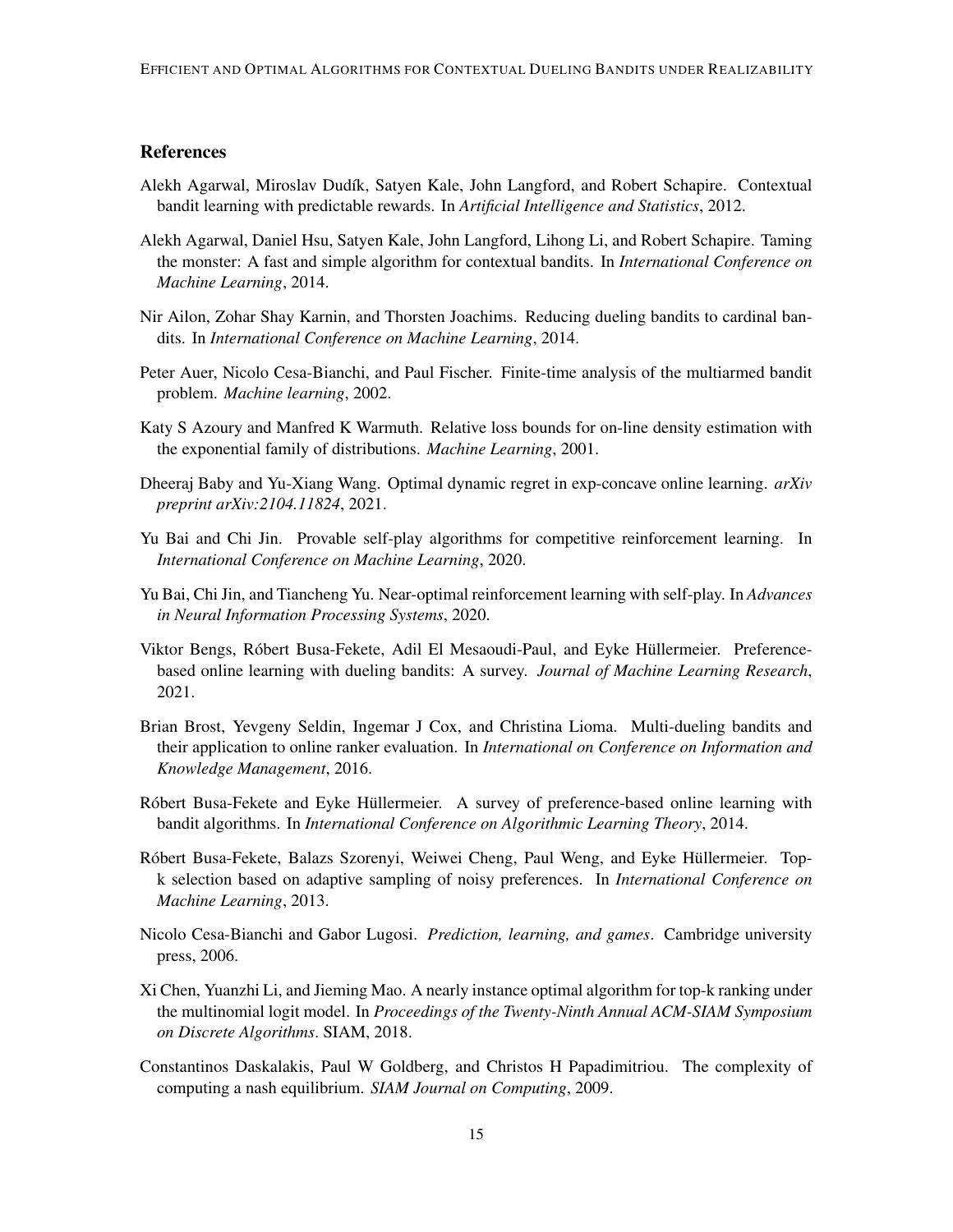## References

Alekh Agarwal, Miroslav Dudík, Satyen Kale, John Langford, and Robert Schapire. Contextual bandit learning with predictable rewards. In *Artificial Intelligence and Statistics*, 2012.

Alekh Agarwal, Daniel Hsu, Satyen Kale, John Langford, Lihong Li, and Robert Schapire. Taming the monster: A fast and simple algorithm for contextual bandits. In *International Conference on Machine Learning*, 2014.

Nir Ailon, Zohar Shay Karnin, and Thorsten Joachims. Reducing dueling bandits to cardinal bandits. In *International Conference on Machine Learning*, 2014.

Peter Auer, Nicolo Cesa-Bianchi, and Paul Fischer. Finite-time analysis of the multiarmed bandit problem. *Machine learning*, 2002.

Katy S Azoury and Manfred K Warmuth. Relative loss bounds for on-line density estimation with the exponential family of distributions. *Machine Learning*, 2001.

Dheeraj Baby and Yu-Xiang Wang. Optimal dynamic regret in exp-concave online learning. *arXiv preprint arXiv:2104.11824*, 2021.

Yu Bai and Chi Jin. Provable self-play algorithms for competitive reinforcement learning. In *International Conference on Machine Learning*, 2020.

Yu Bai, Chi Jin, and Tiancheng Yu. Near-optimal reinforcement learning with self-play. In *Advances in Neural Information Processing Systems*, 2020.

Viktor Bengs, Róbert Busa-Fekete, Adil El Mesaoudi-Paul, and Eyke Hüllermeier. Preference-based online learning with dueling bandits: A survey. *Journal of Machine Learning Research*, 2021.

Brian Brost, Yevgeny Seldin, Ingemar J Cox, and Christina Lioma. Multi-dueling bandits and their application to online ranker evaluation. In *International on Conference on Information and Knowledge Management*, 2016.

Róbert Busa-Fekete and Eyke Hüllermeier. A survey of preference-based online learning with bandit algorithms. In *International Conference on Algorithmic Learning Theory*, 2014.

Róbert Busa-Fekete, Balazs Szorenyi, Weiwei Cheng, Paul Weng, and Eyke Hüllermeier. Top-k selection based on adaptive sampling of noisy preferences. In *International Conference on Machine Learning*, 2013.

Nicolo Cesa-Bianchi and Gabor Lugosi. *Prediction, learning, and games*. Cambridge university press, 2006.

Xi Chen, Yuanzhi Li, and Jieming Mao. A nearly instance optimal algorithm for top-k ranking under the multinomial logit model. In *Proceedings of the Twenty-Ninth Annual ACM-SIAM Symposium on Discrete Algorithms*. SIAM, 2018.

Constantinos Daskalakis, Paul W Goldberg, and Christos H Papadimitriou. The complexity of computing a nash equilibrium. *SIAM Journal on Computing*, 2009.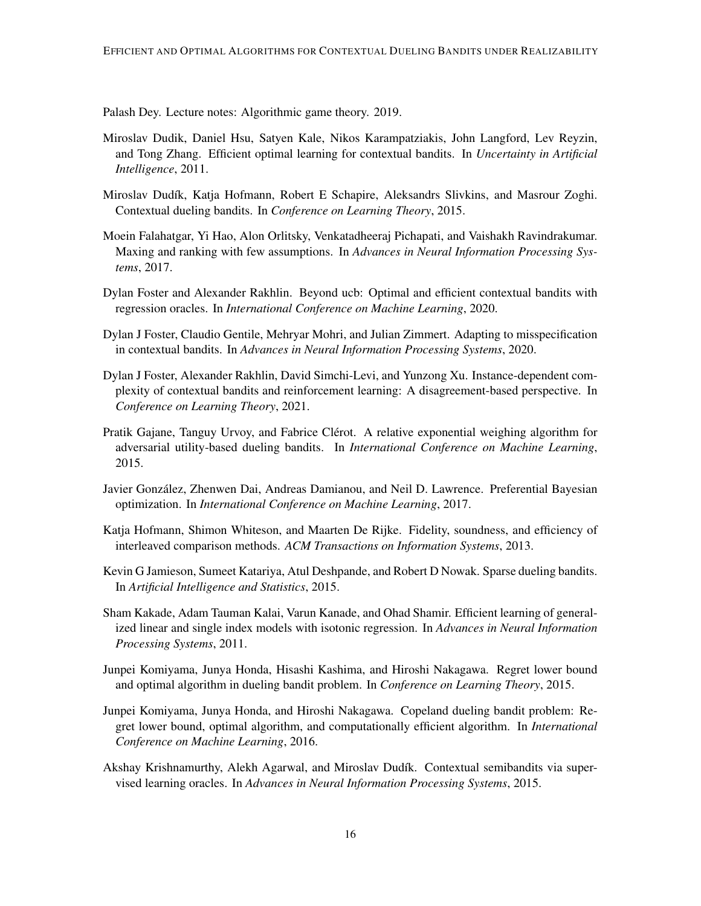Palash Dey. Lecture notes: Algorithmic game theory. 2019.

Miroslav Dudik, Daniel Hsu, Satyen Kale, Nikos Karampatziakis, John Langford, Lev Reyzin, and Tong Zhang. Efficient optimal learning for contextual bandits. In *Uncertainty in Artificial Intelligence*, 2011.

Miroslav Dudík, Katja Hofmann, Robert E Schapire, Aleksandrs Slivkins, and Masrour Zoghi. Contextual dueling bandits. In *Conference on Learning Theory*, 2015.

Moein Falahatgar, Yi Hao, Alon Orlitsky, Venkatadheeraj Pichapati, and Vaishakh Ravindrakumar. Maxing and ranking with few assumptions. In *Advances in Neural Information Processing Systems*, 2017.

Dylan Foster and Alexander Rakhlin. Beyond ucb: Optimal and efficient contextual bandits with regression oracles. In *International Conference on Machine Learning*, 2020.

Dylan J Foster, Claudio Gentile, Mehryar Mohri, and Julian Zimmert. Adapting to misspecification in contextual bandits. In *Advances in Neural Information Processing Systems*, 2020.

Dylan J Foster, Alexander Rakhlin, David Simchi-Levi, and Yunzong Xu. Instance-dependent complexity of contextual bandits and reinforcement learning: A disagreement-based perspective. In *Conference on Learning Theory*, 2021.

Pratik Gajane, Tanguy Urvoy, and Fabrice Clérot. A relative exponential weighing algorithm for adversarial utility-based dueling bandits. In *International Conference on Machine Learning*, 2015.

Javier González, Zhenwen Dai, Andreas Damianou, and Neil D. Lawrence. Preferential Bayesian optimization. In *International Conference on Machine Learning*, 2017.

Katja Hofmann, Shimon Whiteson, and Maarten De Rijke. Fidelity, soundness, and efficiency of interleaved comparison methods. *ACM Transactions on Information Systems*, 2013.

Kevin G Jamieson, Sumeet Katariya, Atul Deshpande, and Robert D Nowak. Sparse dueling bandits. In *Artificial Intelligence and Statistics*, 2015.

Sham Kakade, Adam Tauman Kalai, Varun Kanade, and Ohad Shamir. Efficient learning of generalized linear and single index models with isotonic regression. In *Advances in Neural Information Processing Systems*, 2011.

Junpei Komiyama, Junya Honda, Hisashi Kashima, and Hiroshi Nakagawa. Regret lower bound and optimal algorithm in dueling bandit problem. In *Conference on Learning Theory*, 2015.

Junpei Komiyama, Junya Honda, and Hiroshi Nakagawa. Copeland dueling bandit problem: Regret lower bound, optimal algorithm, and computationally efficient algorithm. In *International Conference on Machine Learning*, 2016.

Akshay Krishnamurthy, Alekh Agarwal, and Miroslav Dudík. Contextual semibandits via supervised learning oracles. In *Advances in Neural Information Processing Systems*, 2015.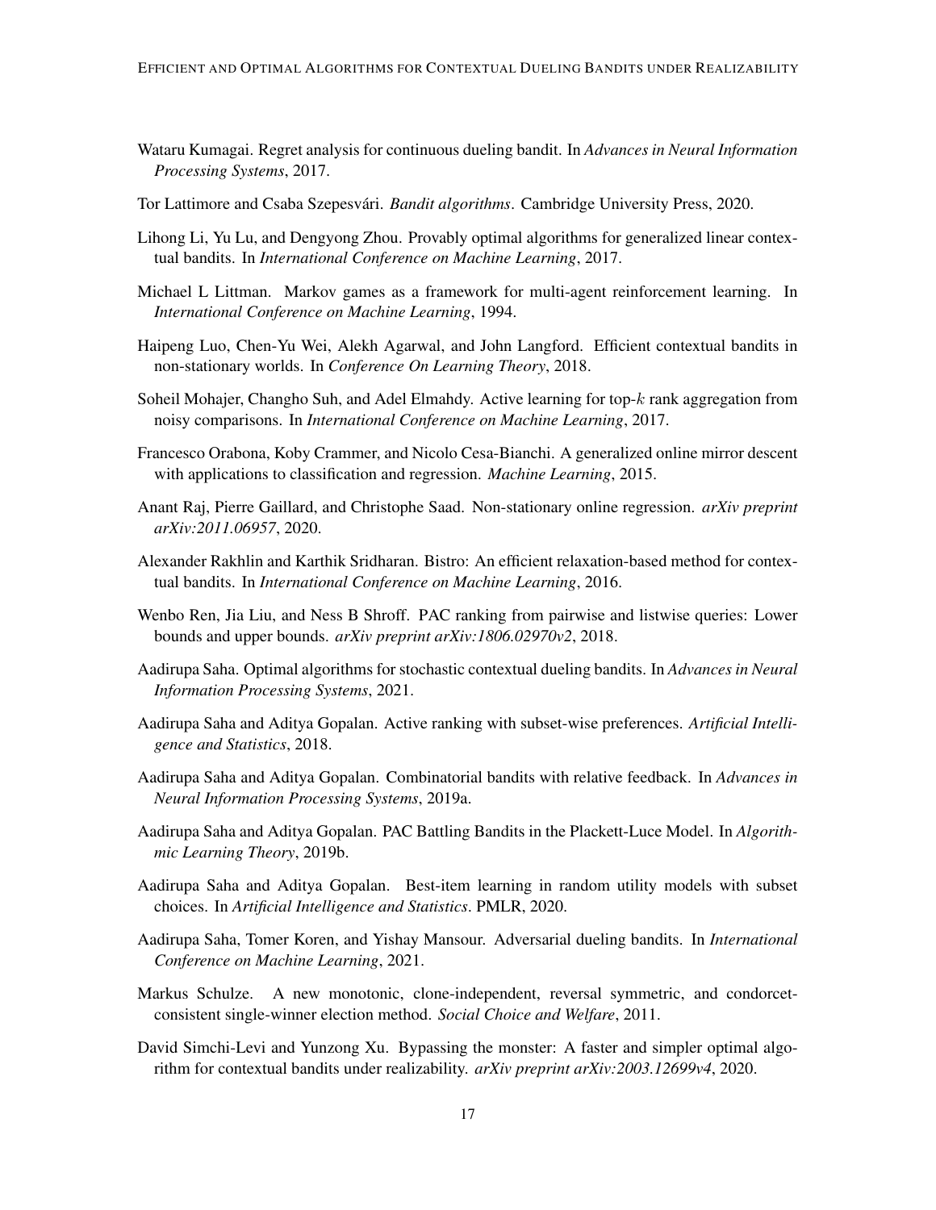Wataru Kumagai. Regret analysis for continuous dueling bandit. In *Advances in Neural Information Processing Systems*, 2017.

Tor Lattimore and Csaba Szepesvári. *Bandit algorithms*. Cambridge University Press, 2020.

Lihong Li, Yu Lu, and Dengyong Zhou. Provably optimal algorithms for generalized linear contextual bandits. In *International Conference on Machine Learning*, 2017.

Michael L Littman. Markov games as a framework for multi-agent reinforcement learning. In *International Conference on Machine Learning*, 1994.

Haipeng Luo, Chen-Yu Wei, Alekh Agarwal, and John Langford. Efficient contextual bandits in non-stationary worlds. In *Conference On Learning Theory*, 2018.

Soheil Mohajer, Changho Suh, and Adel Elmahdy. Active learning for top-$k$ rank aggregation from noisy comparisons. In *International Conference on Machine Learning*, 2017.

Francesco Orabona, Koby Crammer, and Nicolo Cesa-Bianchi. A generalized online mirror descent with applications to classification and regression. *Machine Learning*, 2015.

Anant Raj, Pierre Gaillard, and Christophe Saad. Non-stationary online regression. *arXiv preprint arXiv:2011.06957*, 2020.

Alexander Rakhlin and Karthik Sridharan. Bistro: An efficient relaxation-based method for contextual bandits. In *International Conference on Machine Learning*, 2016.

Wenbo Ren, Jia Liu, and Ness B Shroff. PAC ranking from pairwise and listwise queries: Lower bounds and upper bounds. *arXiv preprint arXiv:1806.02970v2*, 2018.

Aadirupa Saha. Optimal algorithms for stochastic contextual dueling bandits. In *Advances in Neural Information Processing Systems*, 2021.

Aadirupa Saha and Aditya Gopalan. Active ranking with subset-wise preferences. *Artificial Intelligence and Statistics*, 2018.

Aadirupa Saha and Aditya Gopalan. Combinatorial bandits with relative feedback. In *Advances in Neural Information Processing Systems*, 2019a.

Aadirupa Saha and Aditya Gopalan. PAC Battling Bandits in the Plackett-Luce Model. In *Algorithmic Learning Theory*, 2019b.

Aadirupa Saha and Aditya Gopalan. Best-item learning in random utility models with subset choices. In *Artificial Intelligence and Statistics*. PMLR, 2020.

Aadirupa Saha, Tomer Koren, and Yishay Mansour. Adversarial dueling bandits. In *International Conference on Machine Learning*, 2021.

Markus Schulze. A new monotonic, clone-independent, reversal symmetric, and condorcet-consistent single-winner election method. *Social Choice and Welfare*, 2011.

David Simchi-Levi and Yunzong Xu. Bypassing the monster: A faster and simpler optimal algorithm for contextual bandits under realizability. *arXiv preprint arXiv:2003.12699v4*, 2020.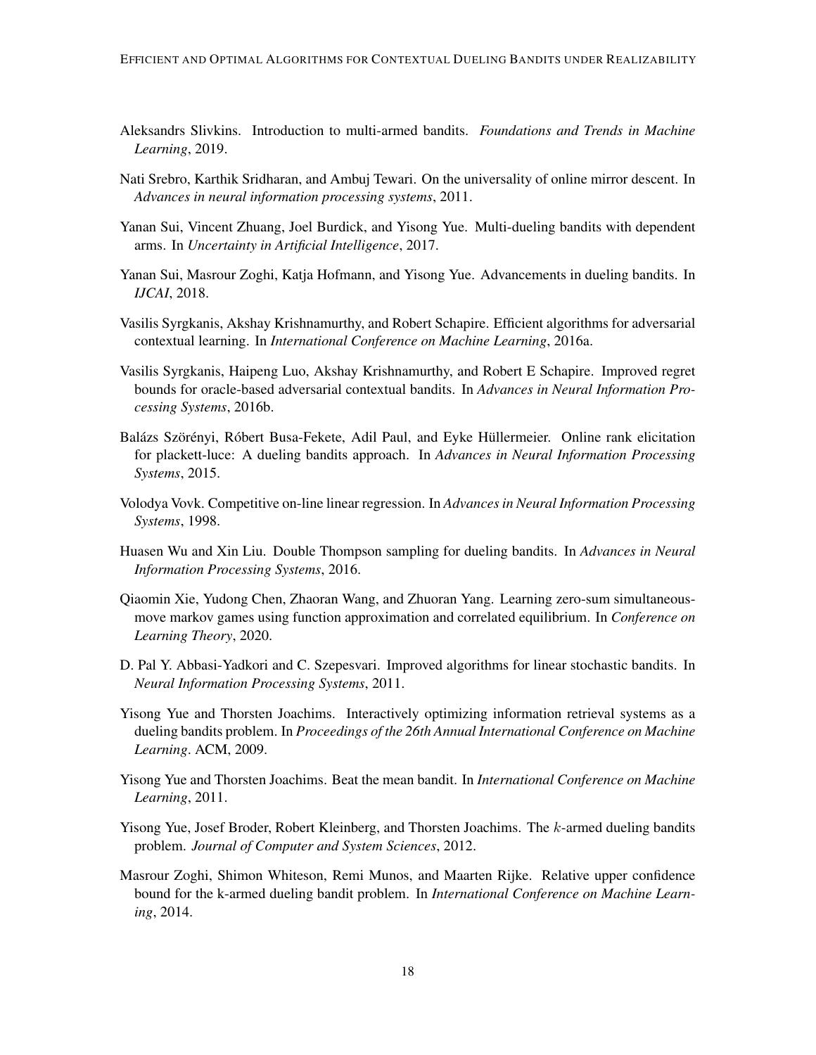Aleksandrs Slivkins. Introduction to multi-armed bandits. *Foundations and Trends in Machine Learning*, 2019.

Nati Srebro, Karthik Sridharan, and Ambuj Tewari. On the universality of online mirror descent. In *Advances in neural information processing systems*, 2011.

Yanan Sui, Vincent Zhuang, Joel Burdick, and Yisong Yue. Multi-dueling bandits with dependent arms. In *Uncertainty in Artificial Intelligence*, 2017.

Yanan Sui, Masrour Zoghi, Katja Hofmann, and Yisong Yue. Advancements in dueling bandits. In *IJCAI*, 2018.

Vasilis Syrgkanis, Akshay Krishnamurthy, and Robert Schapire. Efficient algorithms for adversarial contextual learning. In *International Conference on Machine Learning*, 2016a.

Vasilis Syrgkanis, Haipeng Luo, Akshay Krishnamurthy, and Robert E Schapire. Improved regret bounds for oracle-based adversarial contextual bandits. In *Advances in Neural Information Processing Systems*, 2016b.

Balázs Szörényi, Róbert Busa-Fekete, Adil Paul, and Eyke Hüllermeier. Online rank elicitation for plackett-luce: A dueling bandits approach. In *Advances in Neural Information Processing Systems*, 2015.

Volodya Vovk. Competitive on-line linear regression. In *Advances in Neural Information Processing Systems*, 1998.

Huasen Wu and Xin Liu. Double Thompson sampling for dueling bandits. In *Advances in Neural Information Processing Systems*, 2016.

Qiaomin Xie, Yudong Chen, Zhaoran Wang, and Zhuoran Yang. Learning zero-sum simultaneous-move markov games using function approximation and correlated equilibrium. In *Conference on Learning Theory*, 2020.

D. Pal Y. Abbasi-Yadkori and C. Szepesvari. Improved algorithms for linear stochastic bandits. In *Neural Information Processing Systems*, 2011.

Yisong Yue and Thorsten Joachims. Interactively optimizing information retrieval systems as a dueling bandits problem. In *Proceedings of the 26th Annual International Conference on Machine Learning*. ACM, 2009.

Yisong Yue and Thorsten Joachims. Beat the mean bandit. In *International Conference on Machine Learning*, 2011.

Yisong Yue, Josef Broder, Robert Kleinberg, and Thorsten Joachims. The $k$-armed dueling bandits problem. *Journal of Computer and System Sciences*, 2012.

Masrour Zoghi, Shimon Whiteson, Remi Munos, and Maarten Rijke. Relative upper confidence bound for the k-armed dueling bandit problem. In *International Conference on Machine Learning*, 2014.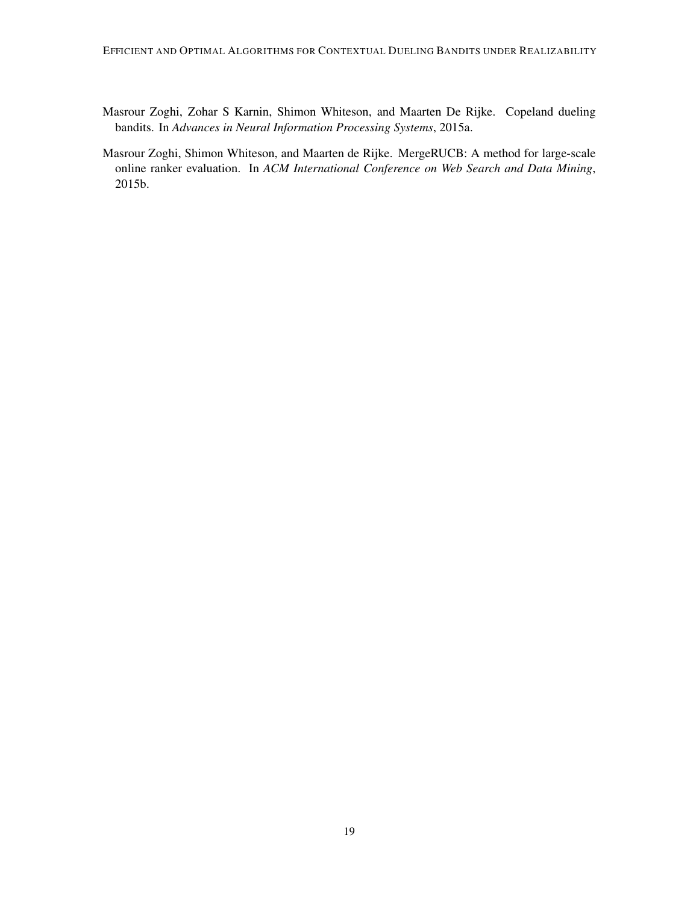Masrour Zoghi, Zohar S Karnin, Shimon Whiteson, and Maarten De Rijke. Copeland dueling bandits. In *Advances in Neural Information Processing Systems*, 2015a.

Masrour Zoghi, Shimon Whiteson, and Maarten de Rijke. MergeRUCB: A method for large-scale online ranker evaluation. In *ACM International Conference on Web Search and Data Mining*, 2015b.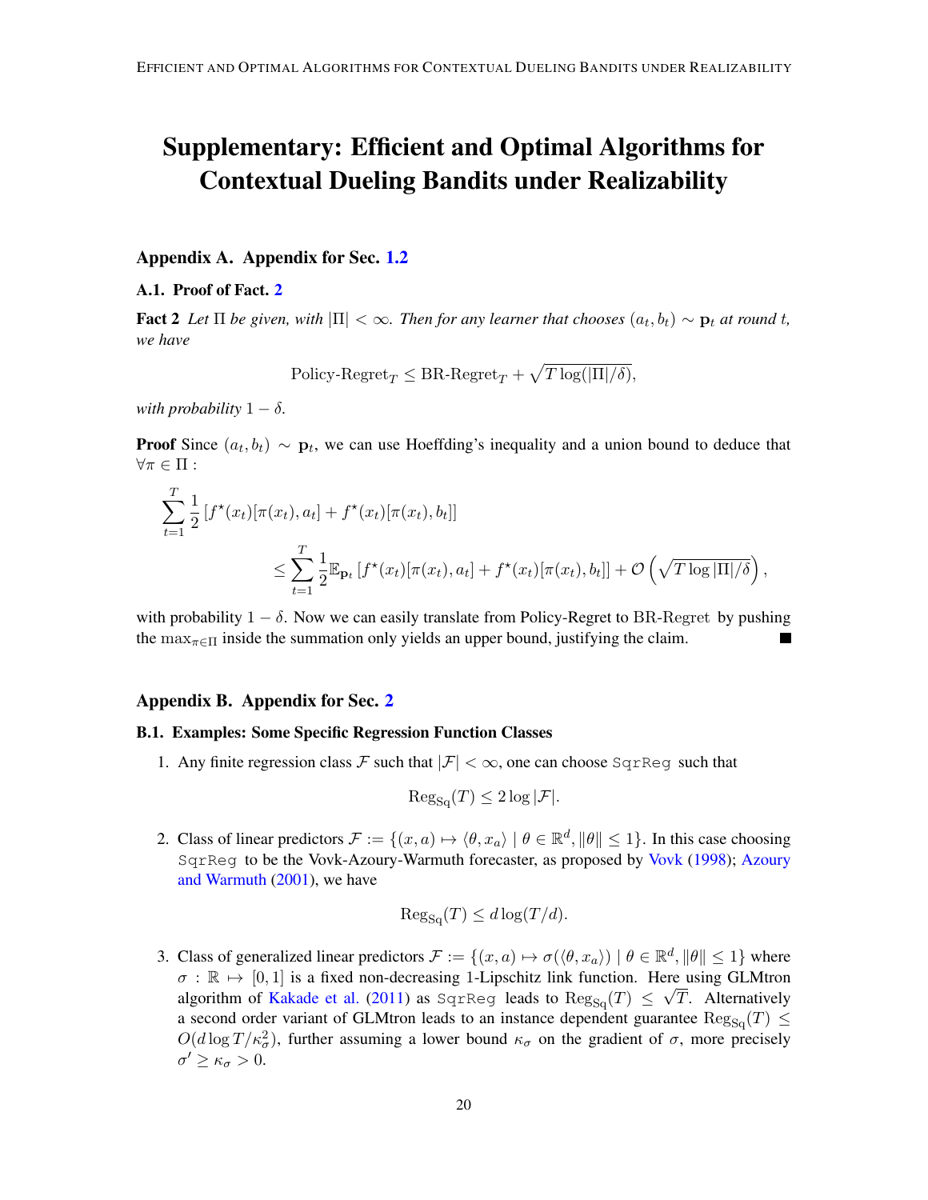# Supplementary: Efficient and Optimal Algorithms for Contextual Dueling Bandits under Realizability

## Appendix A. Appendix for Sec. 1.2

### A.1. Proof of Fact. 2

**Fact 2** *Let $\Pi$ be given, with $|\Pi| < \infty$. Then for any learner that chooses $(a_t, b_t) \sim \mathbf{p}_t$ at round $t$, we have*

$$\text{Policy-Regret}_T \leq \text{BR-Regret}_T + \sqrt{T \log(|\Pi|/\delta)},$$

*with probability $1 - \delta$.*

**Proof** Since $(a_t, b_t) \sim \mathbf{p}_t$, we can use Hoeffding's inequality and a union bound to deduce that $\forall \pi \in \Pi$ :

$$\sum_{t=1}^{T} \frac{1}{2} \left[ f^\star(x_t)[\pi(x_t), a_t] + f^\star(x_t)[\pi(x_t), b_t] \right]$$
$$\leq \sum_{t=1}^{T} \frac{1}{2} \mathbb{E}_{\mathbf{p}_t} \left[ f^\star(x_t)[\pi(x_t), a_t] + f^\star(x_t)[\pi(x_t), b_t] \right] + \mathcal{O}\left( \sqrt{T \log |\Pi|/\delta} \right),$$

with probability $1 - \delta$. Now we can easily translate from Policy-Regret to BR-Regret by pushing the $\max_{\pi \in \Pi}$ inside the summation only yields an upper bound, justifying the claim. ∎

## Appendix B. Appendix for Sec. 2

### B.1. Examples: Some Specific Regression Function Classes

1. Any finite regression class $\mathcal{F}$ such that $|\mathcal{F}| < \infty$, one can choose SqrReg such that

$$\text{Reg}_{\text{Sq}}(T) \leq 2 \log |\mathcal{F}|.$$

2. Class of linear predictors $\mathcal{F} := \{(x, a) \mapsto \langle \theta, x_a \rangle \mid \theta \in \mathbb{R}^d, \|\theta\| \leq 1\}$. In this case choosing SqrReg to be the Vovk-Azoury-Warmuth forecaster, as proposed by Vovk (1998); Azoury and Warmuth (2001), we have

$$\text{Reg}_{\text{Sq}}(T) \leq d \log(T/d).$$

3. Class of generalized linear predictors $\mathcal{F} := \{(x, a) \mapsto \sigma(\langle \theta, x_a \rangle) \mid \theta \in \mathbb{R}^d, \|\theta\| \leq 1\}$ where $\sigma : \mathbb{R} \mapsto [0, 1]$ is a fixed non-decreasing 1-Lipschitz link function. Here using GLMtron algorithm of Kakade et al. (2011) as SqrReg leads to $\text{Reg}_{\text{Sq}}(T) \leq \sqrt{T}$. Alternatively a second order variant of GLMtron leads to an instance dependent guarantee $\text{Reg}_{\text{Sq}}(T) \leq O(d \log T/\kappa_\sigma^2)$, further assuming a lower bound $\kappa_\sigma$ on the gradient of $\sigma$, more precisely $\sigma' \geq \kappa_\sigma > 0$.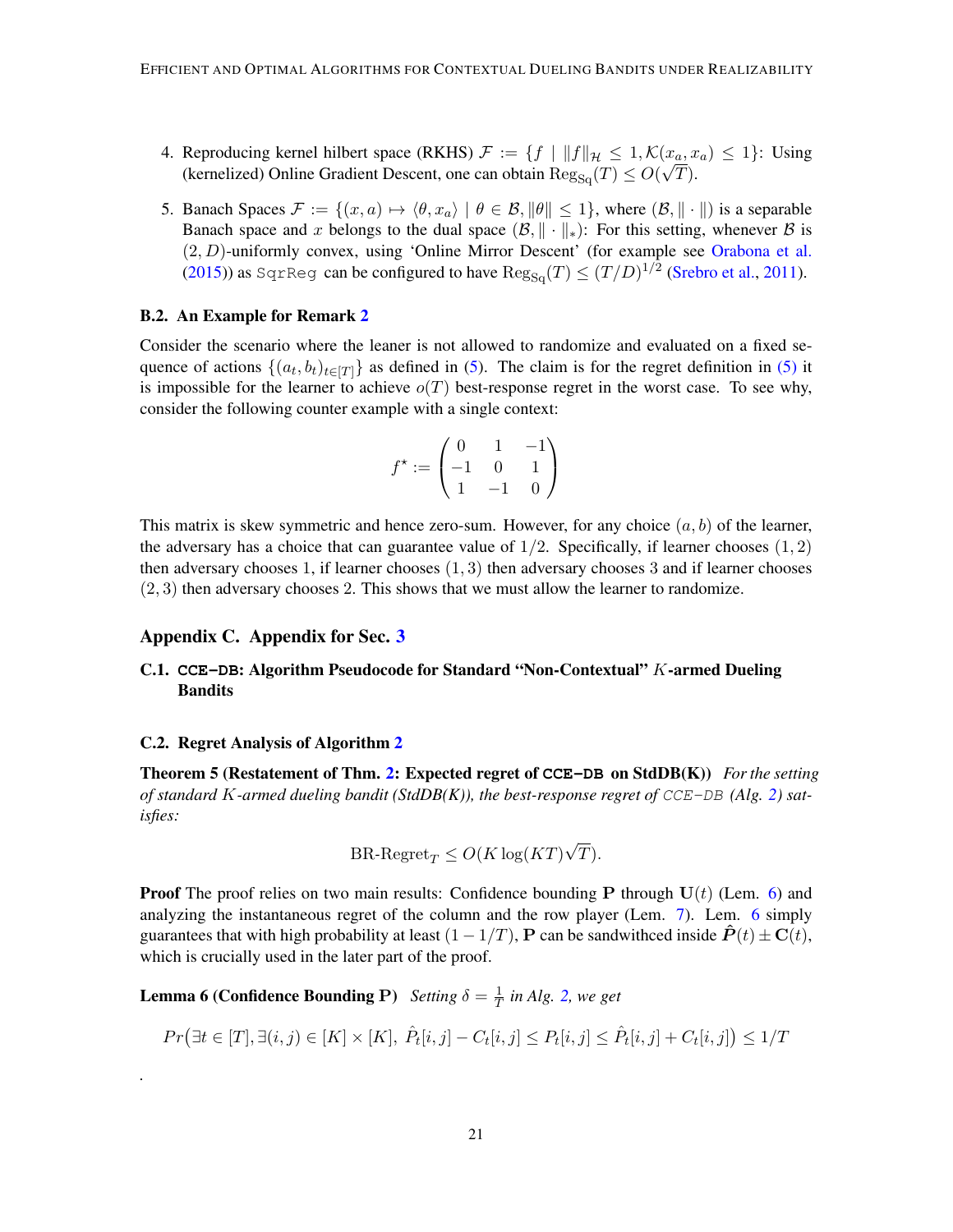4. Reproducing kernel hilbert space (RKHS) $\mathcal{F} := \{f \mid \|f\|_{\mathcal{H}} \leq 1, \mathcal{K}(x_a, x_a) \leq 1\}$: Using (kernelized) Online Gradient Descent, one can obtain $\text{Reg}_{\text{Sq}}(T) \leq O(\sqrt{T})$.

5. Banach Spaces $\mathcal{F} := \{(x, a) \mapsto \langle \theta, x_a \rangle \mid \theta \in \mathcal{B}, \|\theta\| \leq 1\}$, where $(\mathcal{B}, \|\cdot\|)$ is a separable Banach space and $x$ belongs to the dual space $(\mathcal{B}, \|\cdot\|_*)$: For this setting, whenever $\mathcal{B}$ is $(2, D)$-uniformly convex, using 'Online Mirror Descent' (for example see Orabona et al. (2015)) as `SqrReg` can be configured to have $\text{Reg}_{\text{Sq}}(T) \leq (T/D)^{1/2}$ (Srebro et al., 2011).

### B.2. An Example for Remark 2

Consider the scenario where the leaner is not allowed to randomize and evaluated on a fixed sequence of actions $\{(a_t, b_t)_{t\in[T]}\}$ as defined in (5). The claim is for the regret definition in (5) it is impossible for the learner to achieve $o(T)$ best-response regret in the worst case. To see why, consider the following counter example with a single context:

$$f^\star := \begin{pmatrix} 0 & 1 & -1 \\ -1 & 0 & 1 \\ 1 & -1 & 0 \end{pmatrix}$$

This matrix is skew symmetric and hence zero-sum. However, for any choice $(a, b)$ of the learner, the adversary has a choice that can guarantee value of $1/2$. Specifically, if learner chooses $(1, 2)$ then adversary chooses 1, if learner chooses $(1, 3)$ then adversary chooses 3 and if learner chooses $(2, 3)$ then adversary chooses 2. This shows that we must allow the learner to randomize.

## Appendix C. Appendix for Sec. 3

### C.1. CCE-DB: Algorithm Pseudocode for Standard "Non-Contextual" $K$-armed Dueling Bandits

### C.2. Regret Analysis of Algorithm 2

**Theorem 5 (Restatement of Thm. 2: Expected regret of CCE-DB on StdDB(K))** *For the setting of standard $K$-armed dueling bandit (StdDB(K)), the best-response regret of CCE-DB (Alg. 2) satisfies:*

$$\text{BR-Regret}_T \leq O(K \log(KT)\sqrt{T}).$$

**Proof** The proof relies on two main results: Confidence bounding $\mathbf{P}$ through $\mathbf{U}(t)$ (Lem. 6) and analyzing the instantaneous regret of the column and the row player (Lem. 7). Lem. 6 simply guarantees that with high probability at least $(1 - 1/T)$, $\mathbf{P}$ can be sandwithced inside $\hat{\boldsymbol{P}}(t) \pm \mathbf{C}(t)$, which is crucially used in the later part of the proof.

**Lemma 6 (Confidence Bounding $\mathbf{P}$)** *Setting $\delta = \frac{1}{T}$ in Alg. 2, we get*

$$Pr\big(\exists t \in [T], \exists (i, j) \in [K] \times [K],\ \hat{P}_t[i, j] - C_t[i, j] \leq P_t[i, j] \leq \hat{P}_t[i, j] + C_t[i, j]\big) \leq 1/T$$

.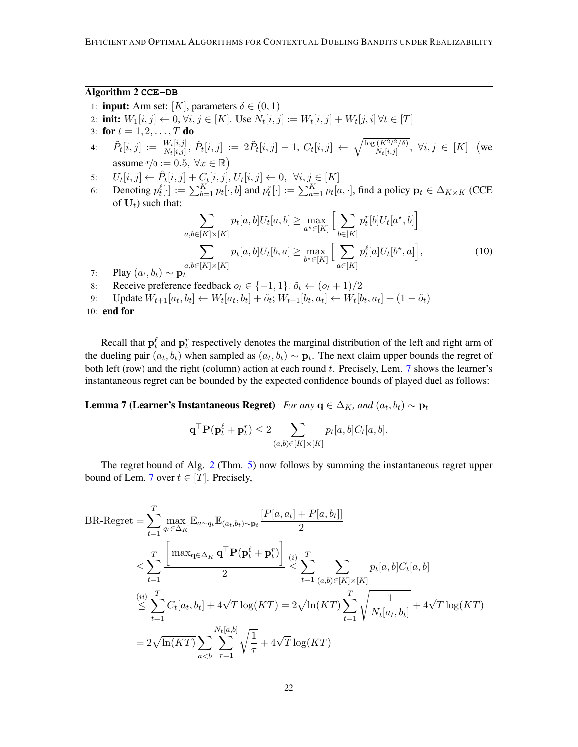**Algorithm 2** `CCE-DB`

1: **input:** Arm set: $[K]$, parameters $\delta \in (0, 1)$

2: **init:** $W_1[i, j] \leftarrow 0, \forall i, j \in [K]$. Use $N_t[i, j] := W_t[i, j] + W_t[j, i] \, \forall t \in [T]$

3: **for** $t = 1, 2, \ldots, T$ **do**

4: $\quad \tilde{P}_t[i, j] := \frac{W_t[i,j]}{N_t[i,j]}$, $\hat{P}_t[i, j] := 2\tilde{P}_t[i, j] - 1$, $C_t[i, j] \leftarrow \sqrt{\frac{\log(K^2t^2/\delta)}{N_t[i,j]}}$, $\forall i, j \in [K]$ (we assume $x/0 := 0.5, \ \forall x \in \mathbb{R}$)

5: $\quad U_t[i, j] \leftarrow \hat{P}_t[i, j] + C_t[i, j], U_t[i, j] \leftarrow 0, \ \forall i, j \in [K]$

6: $\quad$ Denoting $p^\ell_t[\cdot] := \sum_{b=1}^{K} p_t[\cdot, b]$ and $p^r_t[\cdot] := \sum_{a=1}^{K} p_t[a, \cdot]$, find a policy $\mathbf{p}_t \in \Delta_{K \times K}$ (CCE of $\mathbf{U}_t$) such that:

$$
\sum_{a,b \in [K] \times [K]} p_t[a, b] U_t[a, b] \geq \max_{a^\star \in [K]} \Big[ \sum_{b \in [K]} p^r_t[b] U_t[a^\star, b] \Big]
$$

$$
\sum_{a,b \in [K] \times [K]} p_t[a, b] U_t[b, a] \geq \max_{b^\star \in [K]} \Big[ \sum_{a \in [K]} p^\ell_t[a] U_t[b^\star, a] \Big], \tag{10}
$$

7: $\quad$ Play $(a_t, b_t) \sim \mathbf{p}_t$

8: $\quad$ Receive preference feedback $o_t \in \{-1, 1\}$. $\tilde{o}_t \leftarrow (o_t + 1)/2$

9: $\quad$ Update $W_{t+1}[a_t, b_t] \leftarrow W_t[a_t, b_t] + \tilde{o}_t$; $W_{t+1}[b_t, a_t] \leftarrow W_t[b_t, a_t] + (1 - \tilde{o}_t)$

10: **end for**

Recall that $\mathbf{p}^\ell_t$ and $\mathbf{p}^r_t$ respectively denotes the marginal distribution of the left and right arm of the dueling pair $(a_t, b_t)$ when sampled as $(a_t, b_t) \sim \mathbf{p}_t$. The next claim upper bounds the regret of both left (row) and the right (column) action at each round $t$. Precisely, Lem. 7 shows the learner's instantaneous regret can be bounded by the expected confidence bounds of played duel as follows:

**Lemma 7 (Learner's Instantaneous Regret)** *For any $\mathbf{q} \in \Delta_K$, and $(a_t, b_t) \sim \mathbf{p}_t$*

$$
\mathbf{q}^\top \mathbf{P}(\mathbf{p}^\ell_t + \mathbf{p}^r_t) \leq 2 \sum_{(a,b) \in [K] \times [K]} p_t[a, b] C_t[a, b].
$$

The regret bound of Alg. 2 (Thm. 5) now follows by summing the instantaneous regret upper bound of Lem. 7 over $t \in [T]$. Precisely,

$$
\begin{aligned}
\text{BR-Regret} &= \sum_{t=1}^{T} \max_{q_t \in \Delta_K} \mathbb{E}_{a \sim q_t} \mathbb{E}_{(a_t, b_t) \sim \mathbf{p}_t} \frac{[P[a, a_t] + P[a, b_t]]}{2} \\
&\leq \sum_{t=1}^{T} \frac{\Big[ \max_{\mathbf{q} \in \Delta_K} \mathbf{q}^\top \mathbf{P}(\mathbf{p}^\ell_t + \mathbf{p}^r_t) \Big]}{2} \overset{(i)}{\leq} \sum_{t=1}^{T} \sum_{(a,b) \in [K] \times [K]} p_t[a, b] C_t[a, b] \\
&\overset{(ii)}{\leq} \sum_{t=1}^{T} C_t[a_t, b_t] + 4\sqrt{T} \log(KT) = 2\sqrt{\ln(KT)} \sum_{t=1}^{T} \sqrt{\frac{1}{N_t[a_t, b_t]}} + 4\sqrt{T} \log(KT) \\
&= 2\sqrt{\ln(KT)} \sum_{a<b} \sum_{\tau=1}^{N_t[a,b]} \sqrt{\frac{1}{\tau}} + 4\sqrt{T} \log(KT)
\end{aligned}
$$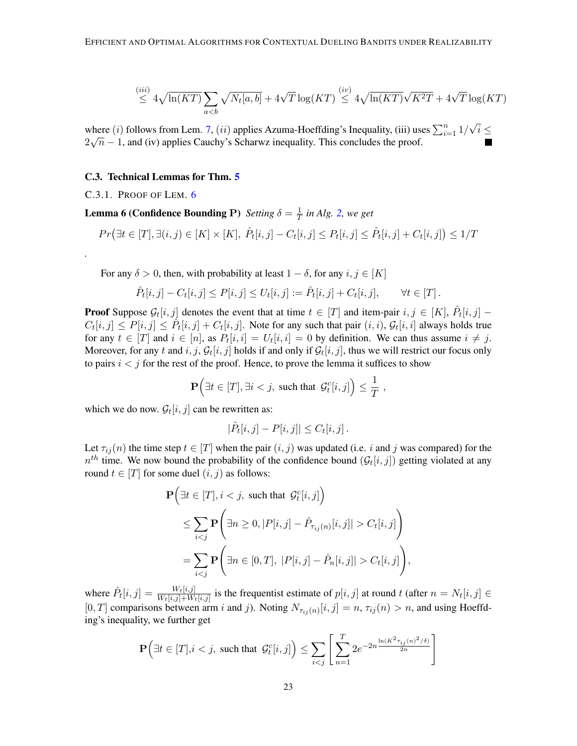$$\overset{(iii)}{\leq} 4\sqrt{\ln(KT)} \sum_{a<b} \sqrt{N_t[a,b]} + 4\sqrt{T}\log(KT) \overset{(iv)}{\leq} 4\sqrt{\ln(KT)}\sqrt{K^2T} + 4\sqrt{T}\log(KT)$$

where $(i)$ follows from Lem. 7, $(ii)$ applies Azuma-Hoeffding's Inequality, (iii) uses $\sum_{i=1}^{n} 1/\sqrt{i} \leq 2\sqrt{n} - 1$, and (iv) applies Cauchy's Scharwz inequality. This concludes the proof. ■

### C.3. Technical Lemmas for Thm. 5

#### C.3.1. Proof of Lem. 6

**Lemma 6 (Confidence Bounding P)** *Setting $\delta = \frac{1}{T}$ in Alg. 2, we get*

$$Pr\big(\exists t \in [T], \exists (i,j) \in [K] \times [K],\ \hat{P}_t[i,j] - C_t[i,j] \leq P_t[i,j] \leq \hat{P}_t[i,j] + C_t[i,j]\big) \leq 1/T$$

.

For any $\delta > 0$, then, with probability at least $1 - \delta$, for any $i, j \in [K]$

$$\hat{P}_t[i,j] - C_t[i,j] \leq P[i,j] \leq U_t[i,j] := \hat{P}_t[i,j] + C_t[i,j], \qquad \forall t \in [T]\,.$$

**Proof** Suppose $\mathcal{G}_t[i,j]$ denotes the event that at time $t \in [T]$ and item-pair $i, j \in [K]$, $\hat{P}_t[i,j] - C_t[i,j] \leq P[i,j] \leq \hat{P}_t[i,j] + C_t[i,j]$. Note for any such that pair $(i,i)$, $\mathcal{G}_t[i,i]$ always holds true for any $t \in [T]$ and $i \in [n]$, as $P_t[i,i] = U_t[i,i] = 0$ by definition. We can thus assume $i \neq j$. Moreover, for any $t$ and $i, j$, $\mathcal{G}_t[i,j]$ holds if and only if $\mathcal{G}_t[i,j]$, thus we will restrict our focus only to pairs $i < j$ for the rest of the proof. Hence, to prove the lemma it suffices to show

$$\mathbf{P}\Big(\exists t \in [T], \exists i < j, \text{ such that } \mathcal{G}_t^c[i,j]\Big) \leq \frac{1}{T}\ ,$$

which we do now. $\mathcal{G}_t[i,j]$ can be rewritten as:

$$|\hat{P}_t[i,j] - P[i,j]| \leq C_t[i,j]\,.$$

Let $\tau_{ij}(n)$ the time step $t \in [T]$ when the pair $(i,j)$ was updated (i.e. $i$ and $j$ was compared) for the $n^{th}$ time. We now bound the probability of the confidence bound ($\mathcal{G}_t[i,j]$) getting violated at any round $t \in [T]$ for some duel $(i,j)$ as follows:

$$\begin{aligned}
&\mathbf{P}\Big(\exists t \in [T], i < j, \text{ such that } \mathcal{G}_t^c[i,j]\Big) \\
&\leq \sum_{i<j} \mathbf{P}\left(\exists n \geq 0, |P[i,j] - \hat{P}_{\tau_{ij}(n)}[i,j]| > C_t[i,j]\right) \\
&= \sum_{i<j} \mathbf{P}\left(\exists n \in [0,T],\ |P[i,j] - \hat{P}_n[i,j]| > C_t[i,j]\right),
\end{aligned}$$

where $\hat{P}_t[i,j] = \frac{W_t[i,j]}{W_t[i,j]+W_t[i,j]}$ is the frequentist estimate of $p[i,j]$ at round $t$ (after $n = N_t[i,j] \in [0,T]$ comparisons between arm $i$ and $j$). Noting $N_{\tau_{ij}(n)}[i,j] = n$, $\tau_{ij}(n) > n$, and using Hoeffding's inequality, we further get

$$\mathbf{P}\Big(\exists t \in [T], i < j, \text{ such that } \mathcal{G}_t^c[i,j]\Big) \leq \sum_{i<j}\left[\sum_{n=1}^{T} 2e^{-2n\frac{\ln(K^2\tau_{ij}(n)^2/\delta)}{2n}}\right]$$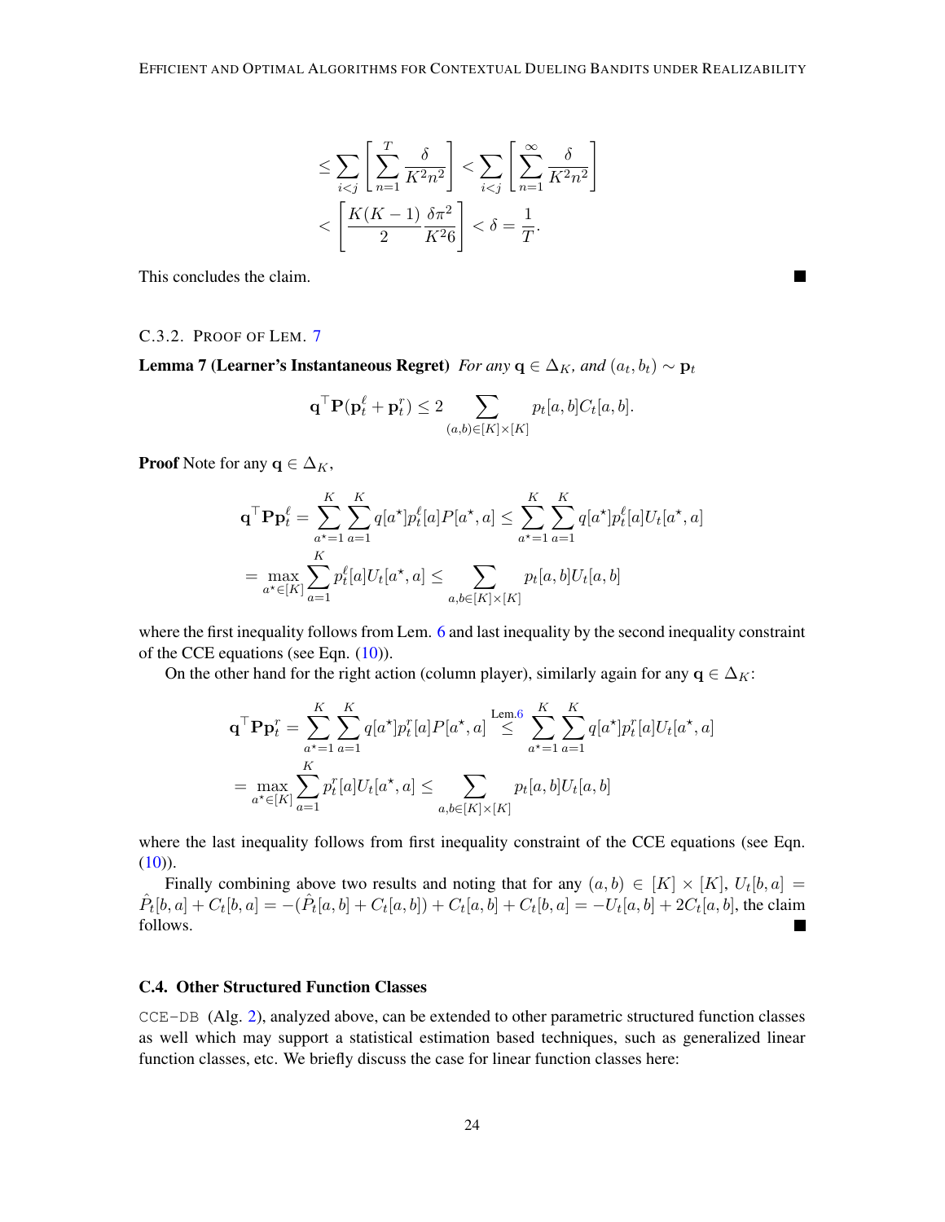$$
\le \sum_{i<j} \left[ \sum_{n=1}^{T} \frac{\delta}{K^2 n^2} \right] < \sum_{i<j} \left[ \sum_{n=1}^{\infty} \frac{\delta}{K^2 n^2} \right]
$$

$$
< \left[ \frac{K(K-1)}{2} \frac{\delta \pi^2}{K^2 6} \right] < \delta = \frac{1}{T}.
$$

This concludes the claim. ■

#### C.3.2. Proof of Lem. 7

**Lemma 7 (Learner's Instantaneous Regret)** *For any* $\mathbf{q} \in \Delta_K$*, and* $(a_t, b_t) \sim \mathbf{p}_t$

$$
\mathbf{q}^\top \mathbf{P}(\mathbf{p}_t^\ell + \mathbf{p}_t^r) \le 2 \sum_{(a,b) \in [K] \times [K]} p_t[a,b] C_t[a,b].
$$

**Proof** Note for any $\mathbf{q} \in \Delta_K$,

$$
\mathbf{q}^\top \mathbf{P} \mathbf{p}_t^\ell = \sum_{a^\star=1}^{K} \sum_{a=1}^{K} q[a^\star] p_t^\ell[a] P[a^\star, a] \le \sum_{a^\star=1}^{K} \sum_{a=1}^{K} q[a^\star] p_t^\ell[a] U_t[a^\star, a]
$$

$$
= \max_{a^\star \in [K]} \sum_{a=1}^{K} p_t^\ell[a] U_t[a^\star, a] \le \sum_{a,b \in [K] \times [K]} p_t[a,b] U_t[a,b]
$$

where the first inequality follows from Lem. 6 and last inequality by the second inequality constraint of the CCE equations (see Eqn. (10)).

On the other hand for the right action (column player), similarly again for any $\mathbf{q} \in \Delta_K$:

$$
\mathbf{q}^\top \mathbf{P} \mathbf{p}_t^r = \sum_{a^\star=1}^{K} \sum_{a=1}^{K} q[a^\star] p_t^r[a] P[a^\star, a] \overset{\text{Lem.6}}{\le} \sum_{a^\star=1}^{K} \sum_{a=1}^{K} q[a^\star] p_t^r[a] U_t[a^\star, a]
$$

$$
= \max_{a^\star \in [K]} \sum_{a=1}^{K} p_t^r[a] U_t[a^\star, a] \le \sum_{a,b \in [K] \times [K]} p_t[a,b] U_t[a,b]
$$

where the last inequality follows from first inequality constraint of the CCE equations (see Eqn. (10)).

Finally combining above two results and noting that for any $(a,b) \in [K] \times [K]$, $U_t[b,a] = \hat{P}_t[b,a] + C_t[b,a] = -(\hat{P}_t[a,b] + C_t[a,b]) + C_t[a,b] + C_t[b,a] = -U_t[a,b] + 2C_t[a,b]$, the claim follows. ■

### C.4. Other Structured Function Classes

CCE-DB (Alg. 2), analyzed above, can be extended to other parametric structured function classes as well which may support a statistical estimation based techniques, such as generalized linear function classes, etc. We briefly discuss the case for linear function classes here: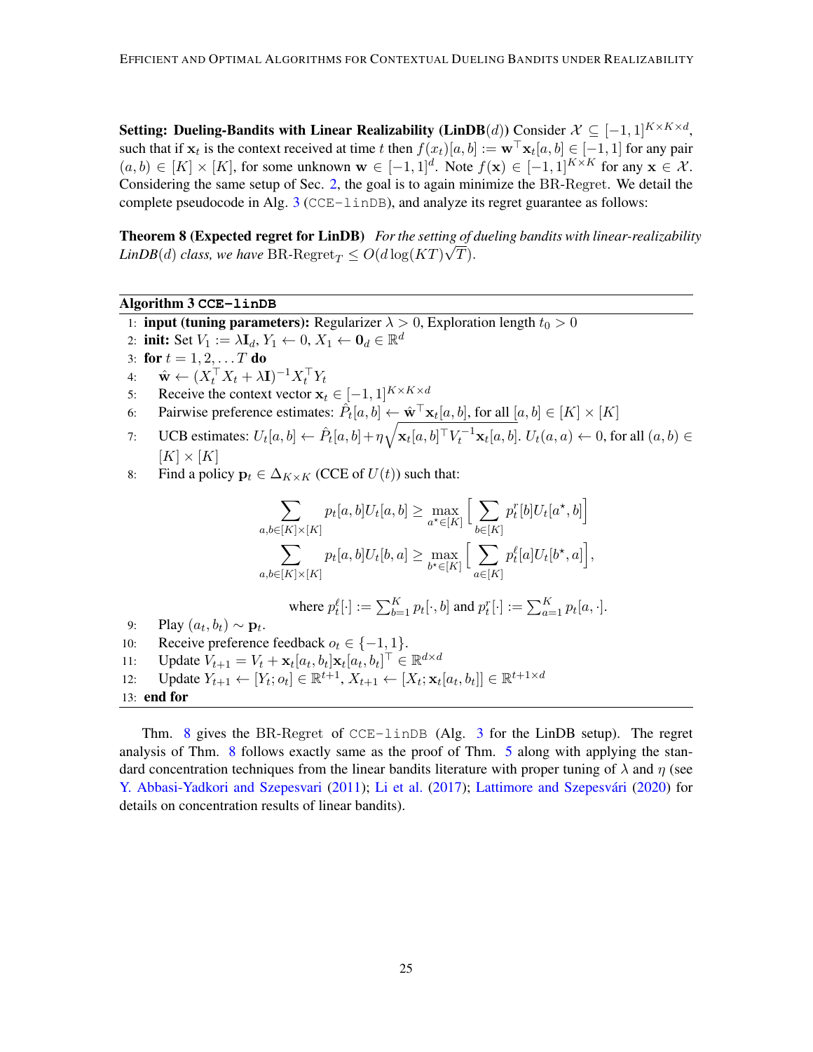**Setting: Dueling-Bandits with Linear Realizability (LinDB($d$))** Consider $\mathcal{X} \subseteq [-1, 1]^{K\times K\times d}$, such that if $\mathbf{x}_t$ is the context received at time $t$ then $f(x_t)[a, b] := \mathbf{w}^\top \mathbf{x}_t[a, b] \in [-1, 1]$ for any pair $(a, b) \in [K] \times [K]$, for some unknown $\mathbf{w} \in [-1, 1]^d$. Note $f(\mathbf{x}) \in [-1, 1]^{K\times K}$ for any $\mathbf{x} \in \mathcal{X}$. Considering the same setup of Sec. 2, the goal is to again minimize the BR-Regret. We detail the complete pseudocode in Alg. 3 (CCE-linDB), and analyze its regret guarantee as follows:

**Theorem 8 (Expected regret for LinDB)** *For the setting of dueling bandits with linear-realizability LinDB($d$) class, we have* $\text{BR-Regret}_T \leq O(d \log(KT)\sqrt{T})$.

**Algorithm 3 CCE-linDB**

1: **input (tuning parameters):** Regularizer $\lambda > 0$, Exploration length $t_0 > 0$
2: **init:** Set $V_1 := \lambda \mathbf{I}_d$, $Y_1 \leftarrow 0$, $X_1 \leftarrow \mathbf{0}_d \in \mathbb{R}^d$
3: **for** $t = 1, 2, \ldots T$ **do**
4: $\quad \hat{\mathbf{w}} \leftarrow (X_t^\top X_t + \lambda \mathbf{I})^{-1} X_t^\top Y_t$
5: $\quad$ Receive the context vector $\mathbf{x}_t \in [-1, 1]^{K\times K\times d}$
6: $\quad$ Pairwise preference estimates: $\hat{P}_t[a, b] \leftarrow \hat{\mathbf{w}}^\top \mathbf{x}_t[a, b]$, for all $[a, b] \in [K] \times [K]$
7: $\quad$ UCB estimates: $U_t[a, b] \leftarrow \hat{P}_t[a, b] + \eta\sqrt{\mathbf{x}_t[a, b]^\top V_t^{-1} \mathbf{x}_t[a, b]}$. $U_t(a, a) \leftarrow 0$, for all $(a, b) \in [K] \times [K]$
8: $\quad$ Find a policy $\mathbf{p}_t \in \Delta_{K\times K}$ (CCE of $U(t)$) such that:

$$\sum_{a,b \in [K]\times[K]} p_t[a, b] U_t[a, b] \geq \max_{a^\star \in [K]} \Big[ \sum_{b \in [K]} p_t^r[b] U_t[a^\star, b] \Big]$$

$$\sum_{a,b \in [K]\times[K]} p_t[a, b] U_t[b, a] \geq \max_{b^\star \in [K]} \Big[ \sum_{a \in [K]} p_t^\ell[a] U_t[b^\star, a] \Big],$$

$$\text{where } p_t^\ell[\cdot] := \textstyle\sum_{b=1}^K p_t[\cdot, b] \text{ and } p_t^r[\cdot] := \sum_{a=1}^K p_t[a, \cdot].$$

9: $\quad$ Play $(a_t, b_t) \sim \mathbf{p}_t$.
10: $\quad$ Receive preference feedback $o_t \in \{-1, 1\}$.
11: $\quad$ Update $V_{t+1} = V_t + \mathbf{x}_t[a_t, b_t]\mathbf{x}_t[a_t, b_t]^\top \in \mathbb{R}^{d\times d}$
12: $\quad$ Update $Y_{t+1} \leftarrow [Y_t; o_t] \in \mathbb{R}^{t+1}$, $X_{t+1} \leftarrow [X_t; \mathbf{x}_t[a_t, b_t]] \in \mathbb{R}^{t+1\times d}$
13: **end for**

Thm. 8 gives the BR-Regret of CCE-linDB (Alg. 3 for the LinDB setup). The regret analysis of Thm. 8 follows exactly same as the proof of Thm. 5 along with applying the standard concentration techniques from the linear bandits literature with proper tuning of $\lambda$ and $\eta$ (see Y. Abbasi-Yadkori and Szepesvari (2011); Li et al. (2017); Lattimore and Szepesvári (2020) for details on concentration results of linear bandits).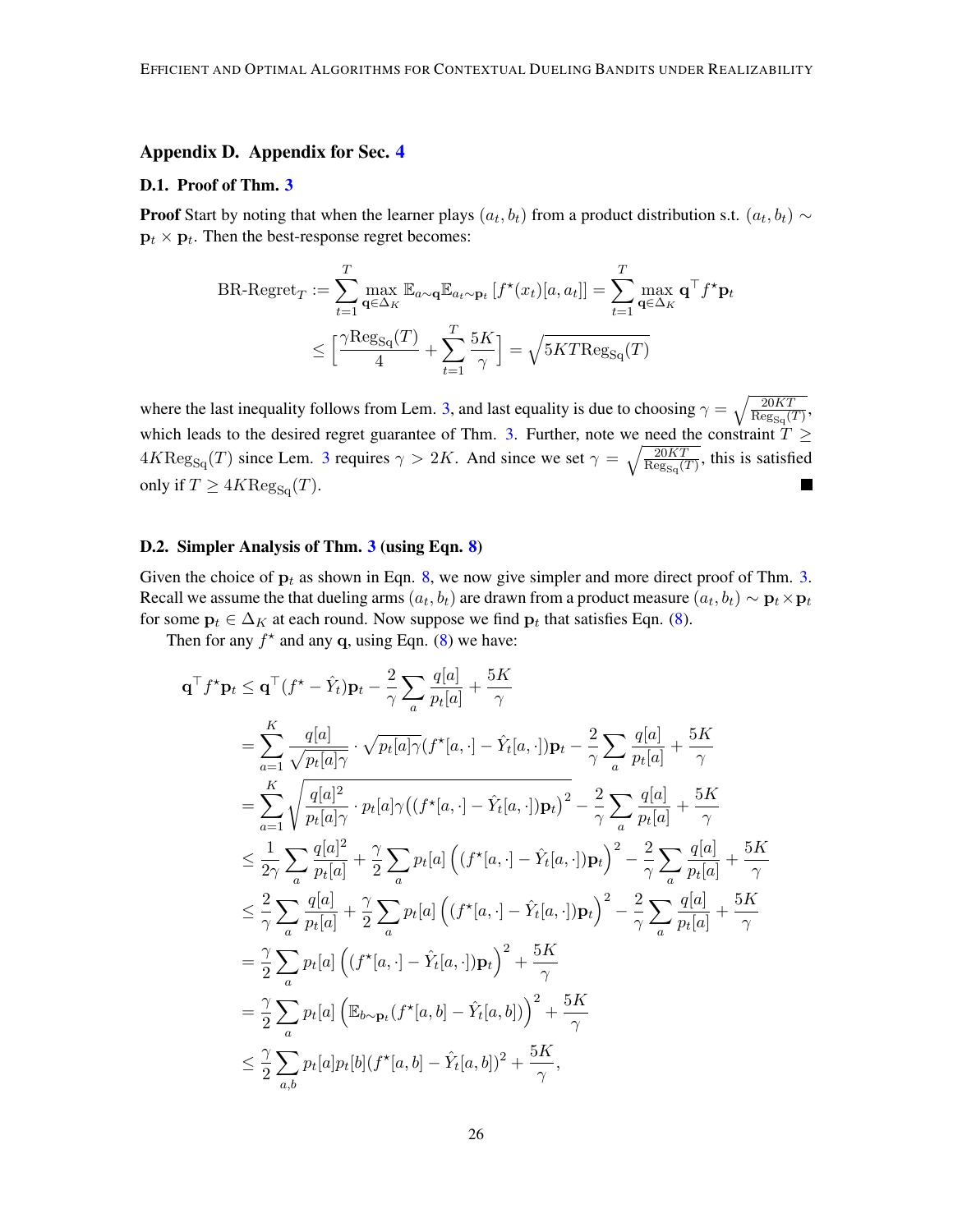## Appendix D. Appendix for Sec. 4

### D.1. Proof of Thm. 3

**Proof** Start by noting that when the learner plays $(a_t, b_t)$ from a product distribution s.t. $(a_t, b_t) \sim \mathbf{p}_t \times \mathbf{p}_t$. Then the best-response regret becomes:

$$
\begin{aligned}
\text{BR-Regret}_T &:= \sum_{t=1}^{T} \max_{\mathbf{q} \in \Delta_K} \mathbb{E}_{a \sim \mathbf{q}} \mathbb{E}_{a_t \sim \mathbf{p}_t} \left[ f^\star(x_t)[a, a_t] \right] = \sum_{t=1}^{T} \max_{\mathbf{q} \in \Delta_K} \mathbf{q}^\top f^\star \mathbf{p}_t \\
&\le \Big[ \frac{\gamma \text{Reg}_{\text{Sq}}(T)}{4} + \sum_{t=1}^{T} \frac{5K}{\gamma} \Big] = \sqrt{5KT\text{Reg}_{\text{Sq}}(T)}
\end{aligned}
$$

where the last inequality follows from Lem. 3, and last equality is due to choosing $\gamma = \sqrt{\frac{20KT}{\text{Reg}_{\text{Sq}}(T)}}$, which leads to the desired regret guarantee of Thm. 3. Further, note we need the constraint $T \ge 4K\text{Reg}_{\text{Sq}}(T)$ since Lem. 3 requires $\gamma > 2K$. And since we set $\gamma = \sqrt{\frac{20KT}{\text{Reg}_{\text{Sq}}(T)}}$, this is satisfied only if $T \ge 4K\text{Reg}_{\text{Sq}}(T)$. ■

### D.2. Simpler Analysis of Thm. 3 (using Eqn. 8)

Given the choice of $\mathbf{p}_t$ as shown in Eqn. 8, we now give simpler and more direct proof of Thm. 3. Recall we assume the that dueling arms $(a_t, b_t)$ are drawn from a product measure $(a_t, b_t) \sim \mathbf{p}_t \times \mathbf{p}_t$ for some $\mathbf{p}_t \in \Delta_K$ at each round. Now suppose we find $\mathbf{p}_t$ that satisfies Eqn. (8).

Then for any $f^\star$ and any $\mathbf{q}$, using Eqn. (8) we have:

$$
\begin{aligned}
\mathbf{q}^\top f^\star \mathbf{p}_t &\le \mathbf{q}^\top (f^\star - \hat{Y}_t)\mathbf{p}_t - \frac{2}{\gamma} \sum_a \frac{q[a]}{p_t[a]} + \frac{5K}{\gamma} \\
&= \sum_{a=1}^{K} \frac{q[a]}{\sqrt{p_t[a]\gamma}} \cdot \sqrt{p_t[a]\gamma}(f^\star[a,\cdot] - \hat{Y}_t[a,\cdot])\mathbf{p}_t - \frac{2}{\gamma} \sum_a \frac{q[a]}{p_t[a]} + \frac{5K}{\gamma} \\
&= \sum_{a=1}^{K} \sqrt{\frac{q[a]^2}{p_t[a]\gamma} \cdot p_t[a]\gamma \big((f^\star[a,\cdot] - \hat{Y}_t[a,\cdot])\mathbf{p}_t\big)^2} - \frac{2}{\gamma} \sum_a \frac{q[a]}{p_t[a]} + \frac{5K}{\gamma} \\
&\le \frac{1}{2\gamma} \sum_a \frac{q[a]^2}{p_t[a]} + \frac{\gamma}{2} \sum_a p_t[a] \left( (f^\star[a,\cdot] - \hat{Y}_t[a,\cdot])\mathbf{p}_t \right)^2 - \frac{2}{\gamma} \sum_a \frac{q[a]}{p_t[a]} + \frac{5K}{\gamma} \\
&\le \frac{2}{\gamma} \sum_a \frac{q[a]}{p_t[a]} + \frac{\gamma}{2} \sum_a p_t[a] \left( (f^\star[a,\cdot] - \hat{Y}_t[a,\cdot])\mathbf{p}_t \right)^2 - \frac{2}{\gamma} \sum_a \frac{q[a]}{p_t[a]} + \frac{5K}{\gamma} \\
&= \frac{\gamma}{2} \sum_a p_t[a] \left( (f^\star[a,\cdot] - \hat{Y}_t[a,\cdot])\mathbf{p}_t \right)^2 + \frac{5K}{\gamma} \\
&= \frac{\gamma}{2} \sum_a p_t[a] \left( \mathbb{E}_{b \sim \mathbf{p}_t}(f^\star[a,b] - \hat{Y}_t[a,b]) \right)^2 + \frac{5K}{\gamma} \\
&\le \frac{\gamma}{2} \sum_{a,b} p_t[a]p_t[b](f^\star[a,b] - \hat{Y}_t[a,b])^2 + \frac{5K}{\gamma},
\end{aligned}
$$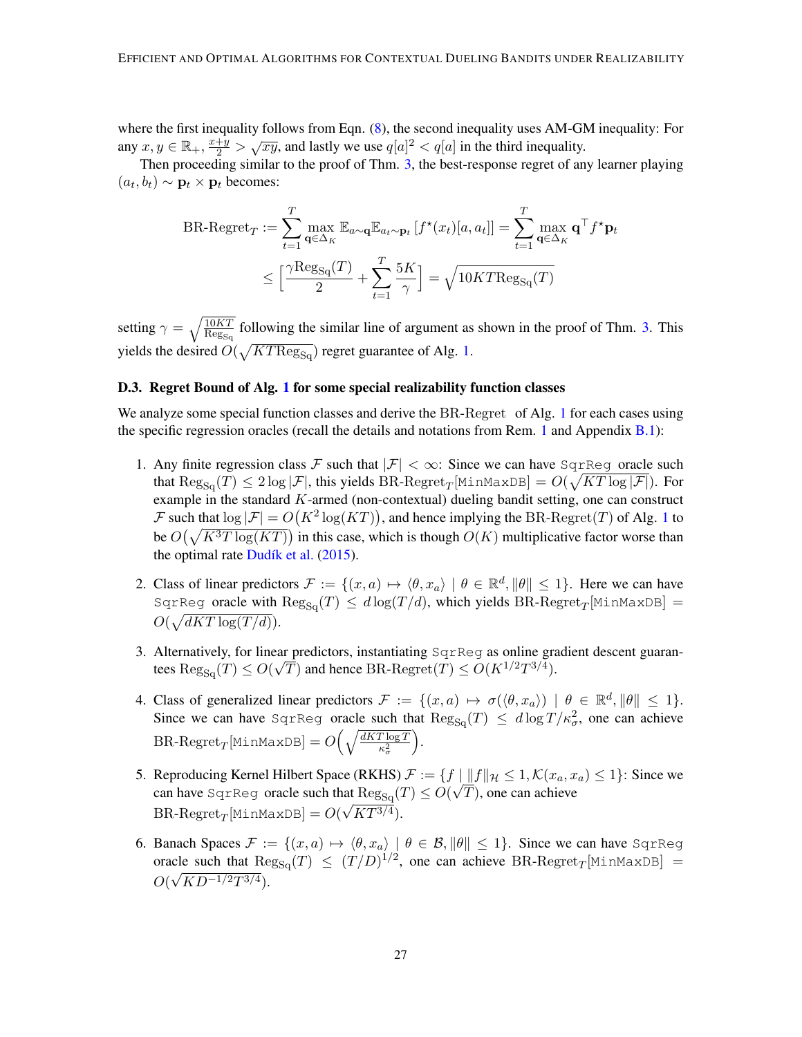where the first inequality follows from Eqn. (8), the second inequality uses AM-GM inequality: For any $x, y \in \mathbb{R}_+$, $\frac{x+y}{2} > \sqrt{xy}$, and lastly we use $q[a]^2 < q[a]$ in the third inequality.

Then proceeding similar to the proof of Thm. 3, the best-response regret of any learner playing $(a_t, b_t) \sim \mathbf{p}_t \times \mathbf{p}_t$ becomes:

$$
\text{BR-Regret}_T := \sum_{t=1}^{T} \max_{\mathbf{q} \in \Delta_K} \mathbb{E}_{a \sim \mathbf{q}} \mathbb{E}_{a_t \sim \mathbf{p}_t} \left[ f^\star(x_t)[a, a_t] \right] = \sum_{t=1}^{T} \max_{\mathbf{q} \in \Delta_K} \mathbf{q}^\top f^\star \mathbf{p}_t
$$

$$
\leq \Big[ \frac{\gamma \text{Reg}_{\text{Sq}}(T)}{2} + \sum_{t=1}^{T} \frac{5K}{\gamma} \Big] = \sqrt{10KT\text{Reg}_{\text{Sq}}(T)}
$$

setting $\gamma = \sqrt{\frac{10KT}{\text{Reg}_{\text{Sq}}}}$ following the similar line of argument as shown in the proof of Thm. 3. This yields the desired $O(\sqrt{KT\text{Reg}_{\text{Sq}}})$ regret guarantee of Alg. 1.

### D.3. Regret Bound of Alg. 1 for some special realizability function classes

We analyze some special function classes and derive the BR-Regret of Alg. 1 for each cases using the specific regression oracles (recall the details and notations from Rem. 1 and Appendix B.1):

1. Any finite regression class $\mathcal{F}$ such that $|\mathcal{F}| < \infty$: Since we can have `SqrReg` oracle such that $\text{Reg}_{\text{Sq}}(T) \leq 2 \log |\mathcal{F}|$, this yields $\text{BR-Regret}_T[\texttt{MinMaxDB}] = O(\sqrt{KT \log |\mathcal{F}|})$. For example in the standard $K$-armed (non-contextual) dueling bandit setting, one can construct $\mathcal{F}$ such that $\log |\mathcal{F}| = O\big(K^2 \log(KT)\big)$, and hence implying the $\text{BR-Regret}(T)$ of Alg. 1 to be $O\big(\sqrt{K^3 T \log(KT)}\big)$ in this case, which is though $O(K)$ multiplicative factor worse than the optimal rate Dudík et al. (2015).

2. Class of linear predictors $\mathcal{F} := \{(x, a) \mapsto \langle \theta, x_a \rangle \mid \theta \in \mathbb{R}^d, \|\theta\| \leq 1\}$. Here we can have `SqrReg` oracle with $\text{Reg}_{\text{Sq}}(T) \leq d \log(T/d)$, which yields $\text{BR-Regret}_T[\texttt{MinMaxDB}] = O(\sqrt{dKT \log(T/d)})$.

3. Alternatively, for linear predictors, instantiating `SqrReg` as online gradient descent guarantees $\text{Reg}_{\text{Sq}}(T) \leq O(\sqrt{T})$ and hence $\text{BR-Regret}(T) \leq O(K^{1/2} T^{3/4})$.

4. Class of generalized linear predictors $\mathcal{F} := \{(x, a) \mapsto \sigma(\langle \theta, x_a \rangle) \mid \theta \in \mathbb{R}^d, \|\theta\| \leq 1\}$. Since we can have `SqrReg` oracle such that $\text{Reg}_{\text{Sq}}(T) \leq d \log T / \kappa_\sigma^2$, one can achieve $\text{BR-Regret}_T[\texttt{MinMaxDB}] = O\Big(\sqrt{\frac{dKT \log T}{\kappa_\sigma^2}}\Big)$.

5. Reproducing Kernel Hilbert Space (RKHS) $\mathcal{F} := \{f \mid \|f\|_{\mathcal{H}} \leq 1, \mathcal{K}(x_a, x_a) \leq 1\}$: Since we can have `SqrReg` oracle such that $\text{Reg}_{\text{Sq}}(T) \leq O(\sqrt{T})$, one can achieve $\text{BR-Regret}_T[\texttt{MinMaxDB}] = O(\sqrt{KT^{3/4}})$.

6. Banach Spaces $\mathcal{F} := \{(x, a) \mapsto \langle \theta, x_a \rangle \mid \theta \in \mathcal{B}, \|\theta\| \leq 1\}$. Since we can have `SqrReg` oracle such that $\text{Reg}_{\text{Sq}}(T) \leq (T/D)^{1/2}$, one can achieve $\text{BR-Regret}_T[\texttt{MinMaxDB}] = O(\sqrt{KD^{-1/2} T^{3/4}})$.